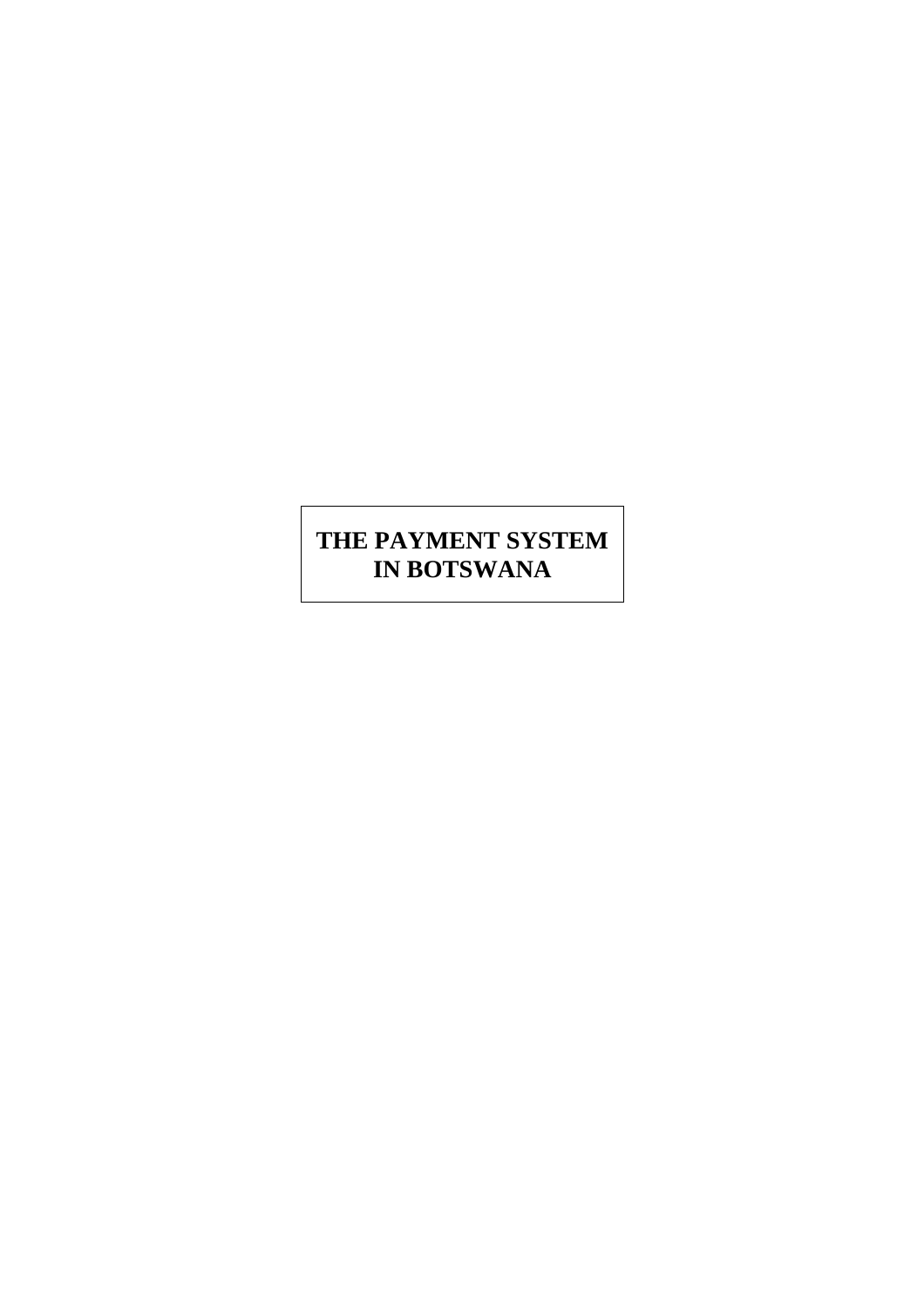# THE PAYMENT SYSTEM IN BOTSWANA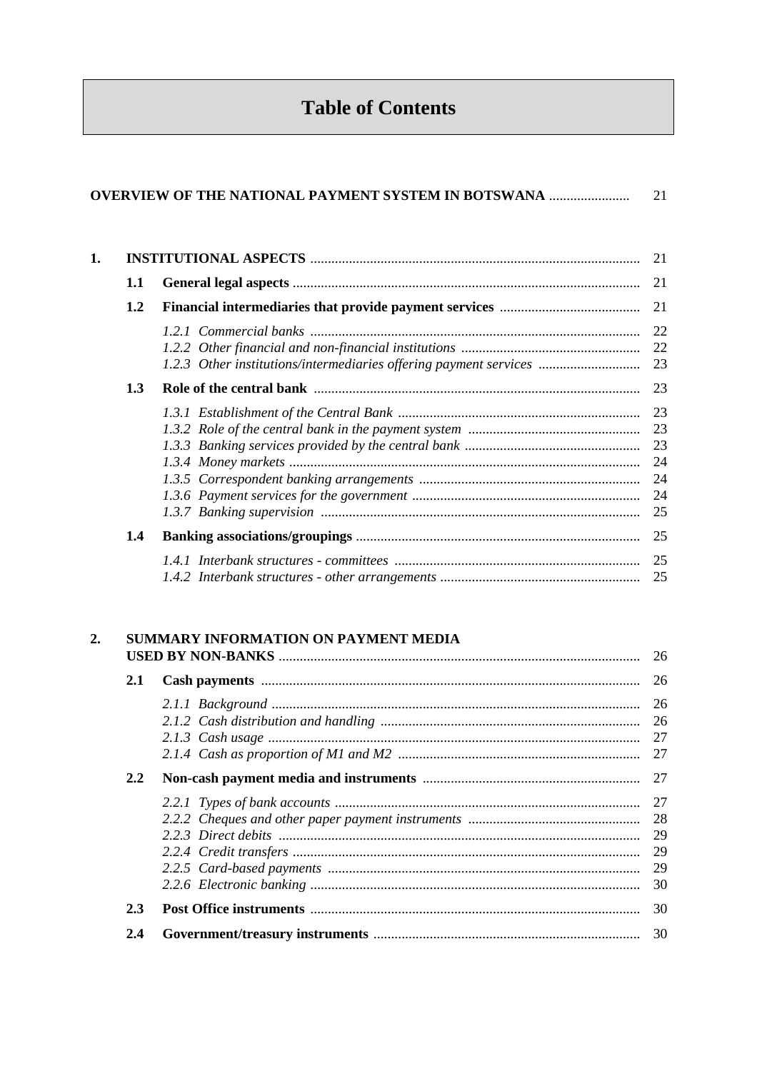# Table of Contents

| | | | |
|---|---|---|---|
| **OVERVIEW OF THE NATIONAL PAYMENT SYSTEM IN BOTSWANA** | | | 21 |
| **1.** | **INSTITUTIONAL ASPECTS** | | 21 |
| | **1.1** | **General legal aspects** | 21 |
| | **1.2** | **Financial intermediaries that provide payment services** | 21 |
| | | *1.2.1 Commercial banks* | 22 |
| | | *1.2.2 Other financial and non-financial institutions* | 22 |
| | | *1.2.3 Other institutions/intermediaries offering payment services* | 23 |
| | **1.3** | **Role of the central bank** | 23 |
| | | *1.3.1 Establishment of the Central Bank* | 23 |
| | | *1.3.2 Role of the central bank in the payment system* | 23 |
| | | *1.3.3 Banking services provided by the central bank* | 23 |
| | | *1.3.4 Money markets* | 24 |
| | | *1.3.5 Correspondent banking arrangements* | 24 |
| | | *1.3.6 Payment services for the government* | 24 |
| | | *1.3.7 Banking supervision* | 25 |
| | **1.4** | **Banking associations/groupings** | 25 |
| | | *1.4.1 Interbank structures - committees* | 25 |
| | | *1.4.2 Interbank structures - other arrangements* | 25 |
| **2.** | **SUMMARY INFORMATION ON PAYMENT MEDIA USED BY NON-BANKS** | | 26 |
| | **2.1** | **Cash payments** | 26 |
| | | *2.1.1 Background* | 26 |
| | | *2.1.2 Cash distribution and handling* | 26 |
| | | *2.1.3 Cash usage* | 27 |
| | | *2.1.4 Cash as proportion of M1 and M2* | 27 |
| | **2.2** | **Non-cash payment media and instruments** | 27 |
| | | *2.2.1 Types of bank accounts* | 27 |
| | | *2.2.2 Cheques and other paper payment instruments* | 28 |
| | | *2.2.3 Direct debits* | 29 |
| | | *2.2.4 Credit transfers* | 29 |
| | | *2.2.5 Card-based payments* | 29 |
| | | *2.2.6 Electronic banking* | 30 |
| | **2.3** | **Post Office instruments** | 30 |
| | **2.4** | **Government/treasury instruments** | 30 |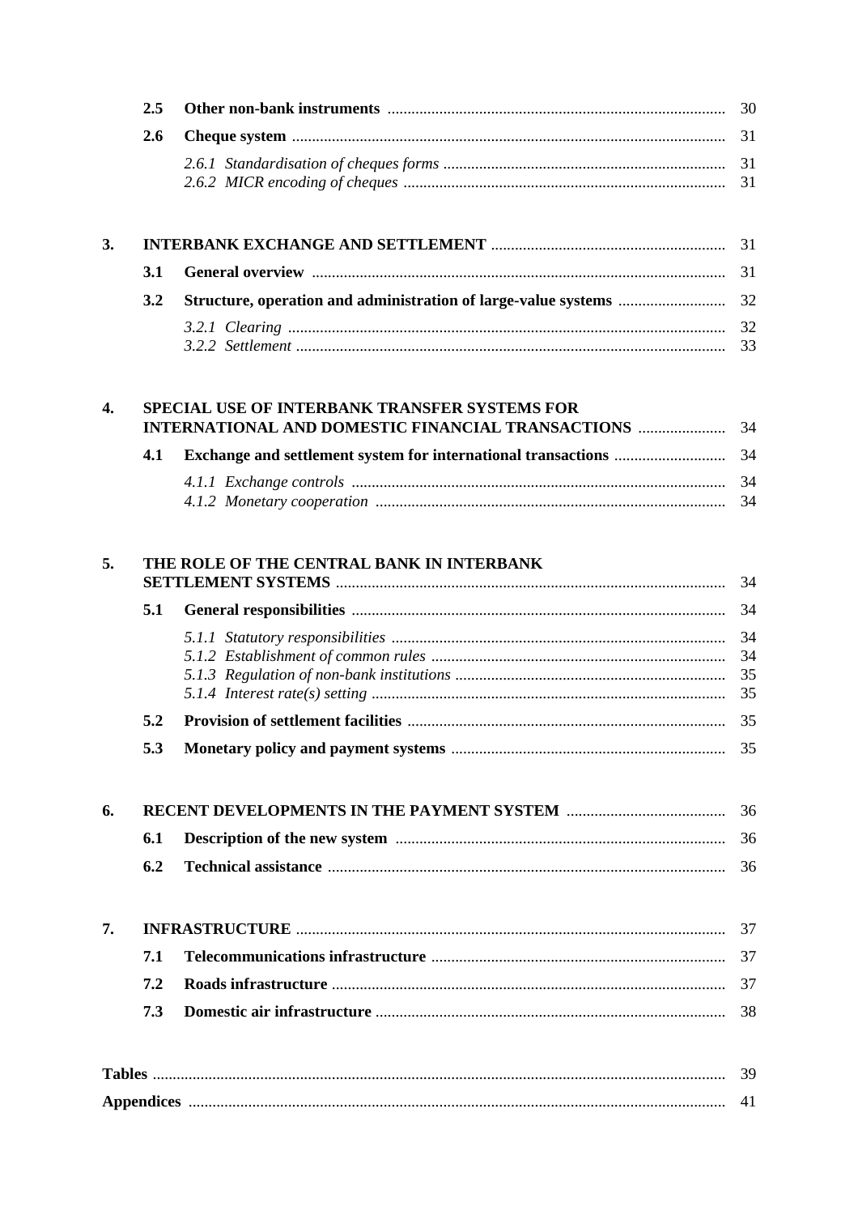| | | | |
|---|---|---|---|
| | **2.5** | **Other non-bank instruments** | 30 |
| | **2.6** | **Cheque system** | 31 |
| | | *2.6.1 Standardisation of cheques forms* | 31 |
| | | *2.6.2 MICR encoding of cheques* | 31 |
| **3.** | | **INTERBANK EXCHANGE AND SETTLEMENT** | 31 |
| | **3.1** | **General overview** | 31 |
| | **3.2** | **Structure, operation and administration of large-value systems** | 32 |
| | | *3.2.1 Clearing* | 32 |
| | | *3.2.2 Settlement* | 33 |
| **4.** | | **SPECIAL USE OF INTERBANK TRANSFER SYSTEMS FOR INTERNATIONAL AND DOMESTIC FINANCIAL TRANSACTIONS** | 34 |
| | **4.1** | **Exchange and settlement system for international transactions** | 34 |
| | | *4.1.1 Exchange controls* | 34 |
| | | *4.1.2 Monetary cooperation* | 34 |
| **5.** | | **THE ROLE OF THE CENTRAL BANK IN INTERBANK SETTLEMENT SYSTEMS** | 34 |
| | **5.1** | **General responsibilities** | 34 |
| | | *5.1.1 Statutory responsibilities* | 34 |
| | | *5.1.2 Establishment of common rules* | 34 |
| | | *5.1.3 Regulation of non-bank institutions* | 35 |
| | | *5.1.4 Interest rate(s) setting* | 35 |
| | **5.2** | **Provision of settlement facilities** | 35 |
| | **5.3** | **Monetary policy and payment systems** | 35 |
| **6.** | | **RECENT DEVELOPMENTS IN THE PAYMENT SYSTEM** | 36 |
| | **6.1** | **Description of the new system** | 36 |
| | **6.2** | **Technical assistance** | 36 |
| **7.** | | **INFRASTRUCTURE** | 37 |
| | **7.1** | **Telecommunications infrastructure** | 37 |
| | **7.2** | **Roads infrastructure** | 37 |
| | **7.3** | **Domestic air infrastructure** | 38 |
| **Tables** | | | 39 |
| **Appendices** | | | 41 |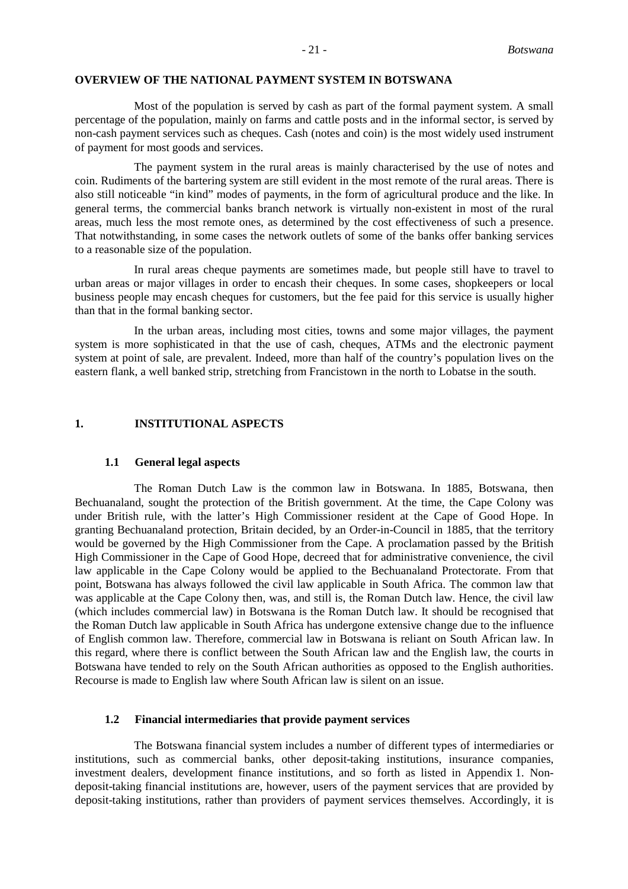## OVERVIEW OF THE NATIONAL PAYMENT SYSTEM IN BOTSWANA

Most of the population is served by cash as part of the formal payment system. A small percentage of the population, mainly on farms and cattle posts and in the informal sector, is served by non-cash payment services such as cheques. Cash (notes and coin) is the most widely used instrument of payment for most goods and services.

The payment system in the rural areas is mainly characterised by the use of notes and coin. Rudiments of the bartering system are still evident in the most remote of the rural areas. There is also still noticeable "in kind" modes of payments, in the form of agricultural produce and the like. In general terms, the commercial banks branch network is virtually non-existent in most of the rural areas, much less the most remote ones, as determined by the cost effectiveness of such a presence. That notwithstanding, in some cases the network outlets of some of the banks offer banking services to a reasonable size of the population.

In rural areas cheque payments are sometimes made, but people still have to travel to urban areas or major villages in order to encash their cheques. In some cases, shopkeepers or local business people may encash cheques for customers, but the fee paid for this service is usually higher than that in the formal banking sector.

In the urban areas, including most cities, towns and some major villages, the payment system is more sophisticated in that the use of cash, cheques, ATMs and the electronic payment system at point of sale, are prevalent. Indeed, more than half of the country's population lives on the eastern flank, a well banked strip, stretching from Francistown in the north to Lobatse in the south.

## 1. INSTITUTIONAL ASPECTS

### 1.1 General legal aspects

The Roman Dutch Law is the common law in Botswana. In 1885, Botswana, then Bechuanaland, sought the protection of the British government. At the time, the Cape Colony was under British rule, with the latter's High Commissioner resident at the Cape of Good Hope. In granting Bechuanaland protection, Britain decided, by an Order-in-Council in 1885, that the territory would be governed by the High Commissioner from the Cape. A proclamation passed by the British High Commissioner in the Cape of Good Hope, decreed that for administrative convenience, the civil law applicable in the Cape Colony would be applied to the Bechuanaland Protectorate. From that point, Botswana has always followed the civil law applicable in South Africa. The common law that was applicable at the Cape Colony then, was, and still is, the Roman Dutch law. Hence, the civil law (which includes commercial law) in Botswana is the Roman Dutch law. It should be recognised that the Roman Dutch law applicable in South Africa has undergone extensive change due to the influence of English common law. Therefore, commercial law in Botswana is reliant on South African law. In this regard, where there is conflict between the South African law and the English law, the courts in Botswana have tended to rely on the South African authorities as opposed to the English authorities. Recourse is made to English law where South African law is silent on an issue.

### 1.2 Financial intermediaries that provide payment services

The Botswana financial system includes a number of different types of intermediaries or institutions, such as commercial banks, other deposit-taking institutions, insurance companies, investment dealers, development finance institutions, and so forth as listed in Appendix 1. Non-deposit-taking financial institutions are, however, users of the payment services that are provided by deposit-taking institutions, rather than providers of payment services themselves. Accordingly, it is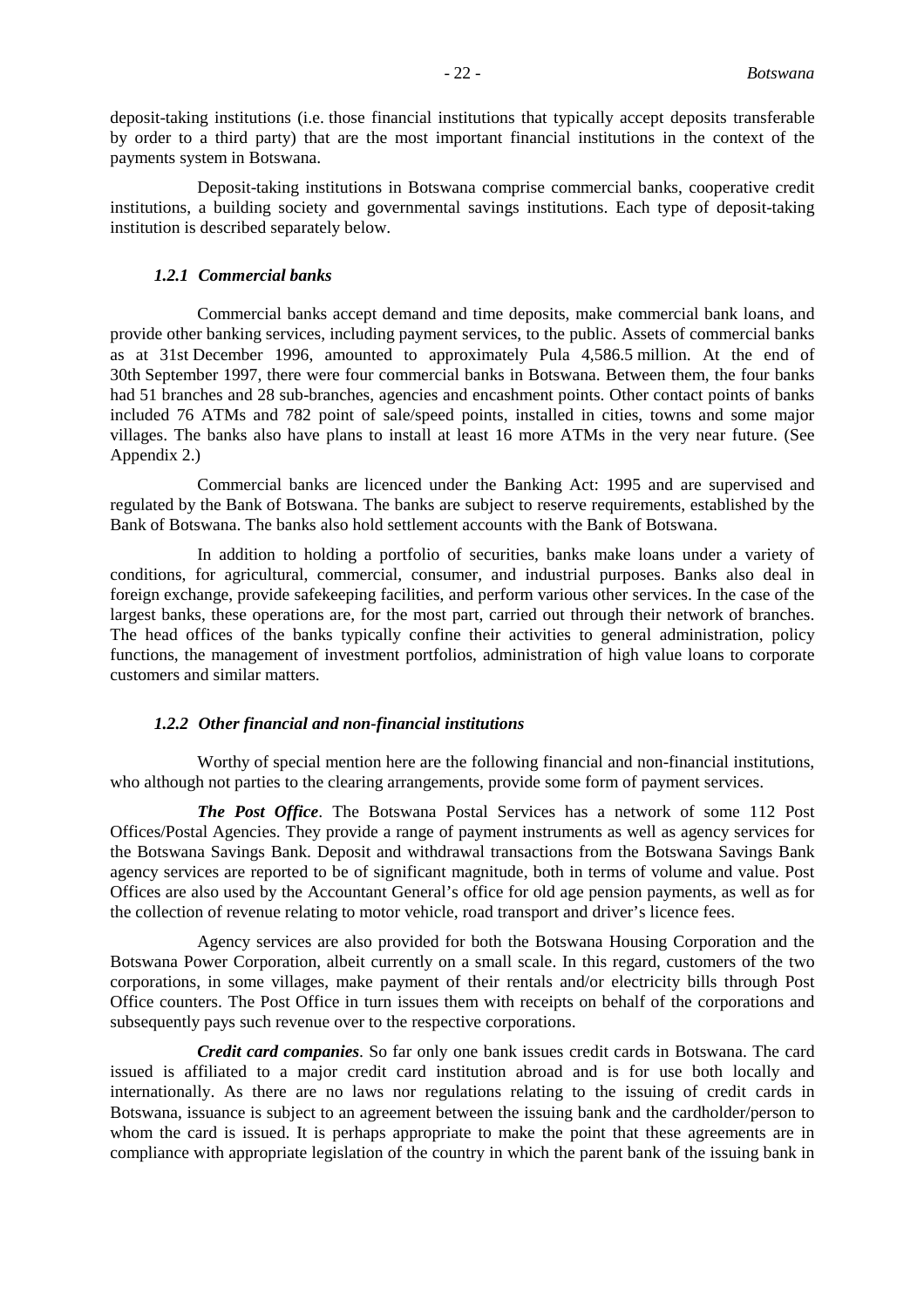deposit-taking institutions (i.e. those financial institutions that typically accept deposits transferable by order to a third party) that are the most important financial institutions in the context of the payments system in Botswana.

Deposit-taking institutions in Botswana comprise commercial banks, cooperative credit institutions, a building society and governmental savings institutions. Each type of deposit-taking institution is described separately below.

### *1.2.1 Commercial banks*

Commercial banks accept demand and time deposits, make commercial bank loans, and provide other banking services, including payment services, to the public. Assets of commercial banks as at 31st December 1996, amounted to approximately Pula 4,586.5 million. At the end of 30th September 1997, there were four commercial banks in Botswana. Between them, the four banks had 51 branches and 28 sub-branches, agencies and encashment points. Other contact points of banks included 76 ATMs and 782 point of sale/speed points, installed in cities, towns and some major villages. The banks also have plans to install at least 16 more ATMs in the very near future. (See Appendix 2.)

Commercial banks are licenced under the Banking Act: 1995 and are supervised and regulated by the Bank of Botswana. The banks are subject to reserve requirements, established by the Bank of Botswana. The banks also hold settlement accounts with the Bank of Botswana.

In addition to holding a portfolio of securities, banks make loans under a variety of conditions, for agricultural, commercial, consumer, and industrial purposes. Banks also deal in foreign exchange, provide safekeeping facilities, and perform various other services. In the case of the largest banks, these operations are, for the most part, carried out through their network of branches. The head offices of the banks typically confine their activities to general administration, policy functions, the management of investment portfolios, administration of high value loans to corporate customers and similar matters.

### *1.2.2 Other financial and non-financial institutions*

Worthy of special mention here are the following financial and non-financial institutions, who although not parties to the clearing arrangements, provide some form of payment services.

***The Post Office***. The Botswana Postal Services has a network of some 112 Post Offices/Postal Agencies. They provide a range of payment instruments as well as agency services for the Botswana Savings Bank. Deposit and withdrawal transactions from the Botswana Savings Bank agency services are reported to be of significant magnitude, both in terms of volume and value. Post Offices are also used by the Accountant General's office for old age pension payments, as well as for the collection of revenue relating to motor vehicle, road transport and driver's licence fees.

Agency services are also provided for both the Botswana Housing Corporation and the Botswana Power Corporation, albeit currently on a small scale. In this regard, customers of the two corporations, in some villages, make payment of their rentals and/or electricity bills through Post Office counters. The Post Office in turn issues them with receipts on behalf of the corporations and subsequently pays such revenue over to the respective corporations.

***Credit card companies***. So far only one bank issues credit cards in Botswana. The card issued is affiliated to a major credit card institution abroad and is for use both locally and internationally. As there are no laws nor regulations relating to the issuing of credit cards in Botswana, issuance is subject to an agreement between the issuing bank and the cardholder/person to whom the card is issued. It is perhaps appropriate to make the point that these agreements are in compliance with appropriate legislation of the country in which the parent bank of the issuing bank in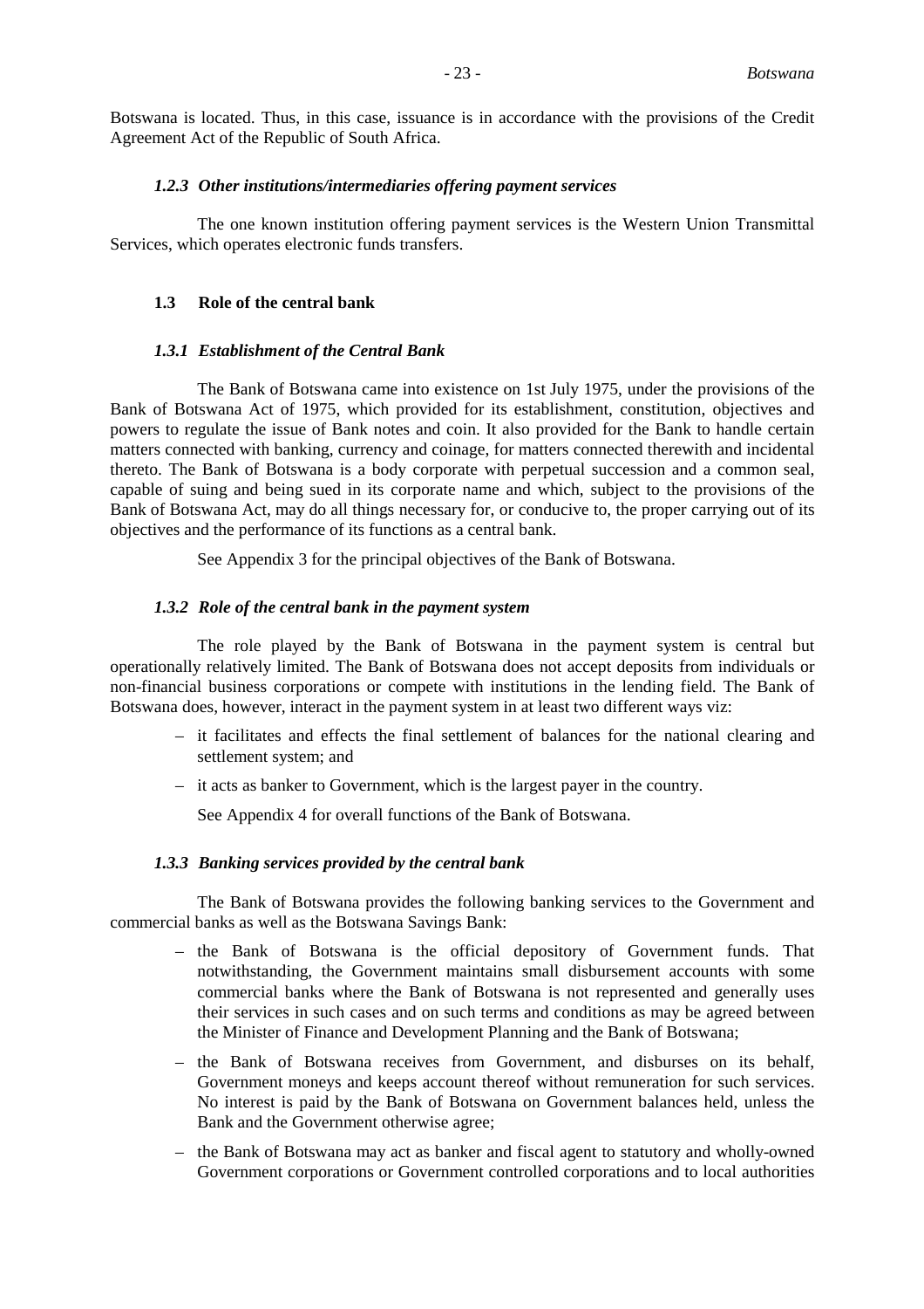Botswana is located. Thus, in this case, issuance is in accordance with the provisions of the Credit Agreement Act of the Republic of South Africa.

#### *1.2.3 Other institutions/intermediaries offering payment services*

The one known institution offering payment services is the Western Union Transmittal Services, which operates electronic funds transfers.

### 1.3 Role of the central bank

#### *1.3.1 Establishment of the Central Bank*

The Bank of Botswana came into existence on 1st July 1975, under the provisions of the Bank of Botswana Act of 1975, which provided for its establishment, constitution, objectives and powers to regulate the issue of Bank notes and coin. It also provided for the Bank to handle certain matters connected with banking, currency and coinage, for matters connected therewith and incidental thereto. The Bank of Botswana is a body corporate with perpetual succession and a common seal, capable of suing and being sued in its corporate name and which, subject to the provisions of the Bank of Botswana Act, may do all things necessary for, or conducive to, the proper carrying out of its objectives and the performance of its functions as a central bank.

See Appendix 3 for the principal objectives of the Bank of Botswana.

#### *1.3.2 Role of the central bank in the payment system*

The role played by the Bank of Botswana in the payment system is central but operationally relatively limited. The Bank of Botswana does not accept deposits from individuals or non-financial business corporations or compete with institutions in the lending field. The Bank of Botswana does, however, interact in the payment system in at least two different ways viz:

- it facilitates and effects the final settlement of balances for the national clearing and settlement system; and
- it acts as banker to Government, which is the largest payer in the country.

See Appendix 4 for overall functions of the Bank of Botswana.

#### *1.3.3 Banking services provided by the central bank*

The Bank of Botswana provides the following banking services to the Government and commercial banks as well as the Botswana Savings Bank:

- the Bank of Botswana is the official depository of Government funds. That notwithstanding, the Government maintains small disbursement accounts with some commercial banks where the Bank of Botswana is not represented and generally uses their services in such cases and on such terms and conditions as may be agreed between the Minister of Finance and Development Planning and the Bank of Botswana;
- the Bank of Botswana receives from Government, and disburses on its behalf, Government moneys and keeps account thereof without remuneration for such services. No interest is paid by the Bank of Botswana on Government balances held, unless the Bank and the Government otherwise agree;
- the Bank of Botswana may act as banker and fiscal agent to statutory and wholly-owned Government corporations or Government controlled corporations and to local authorities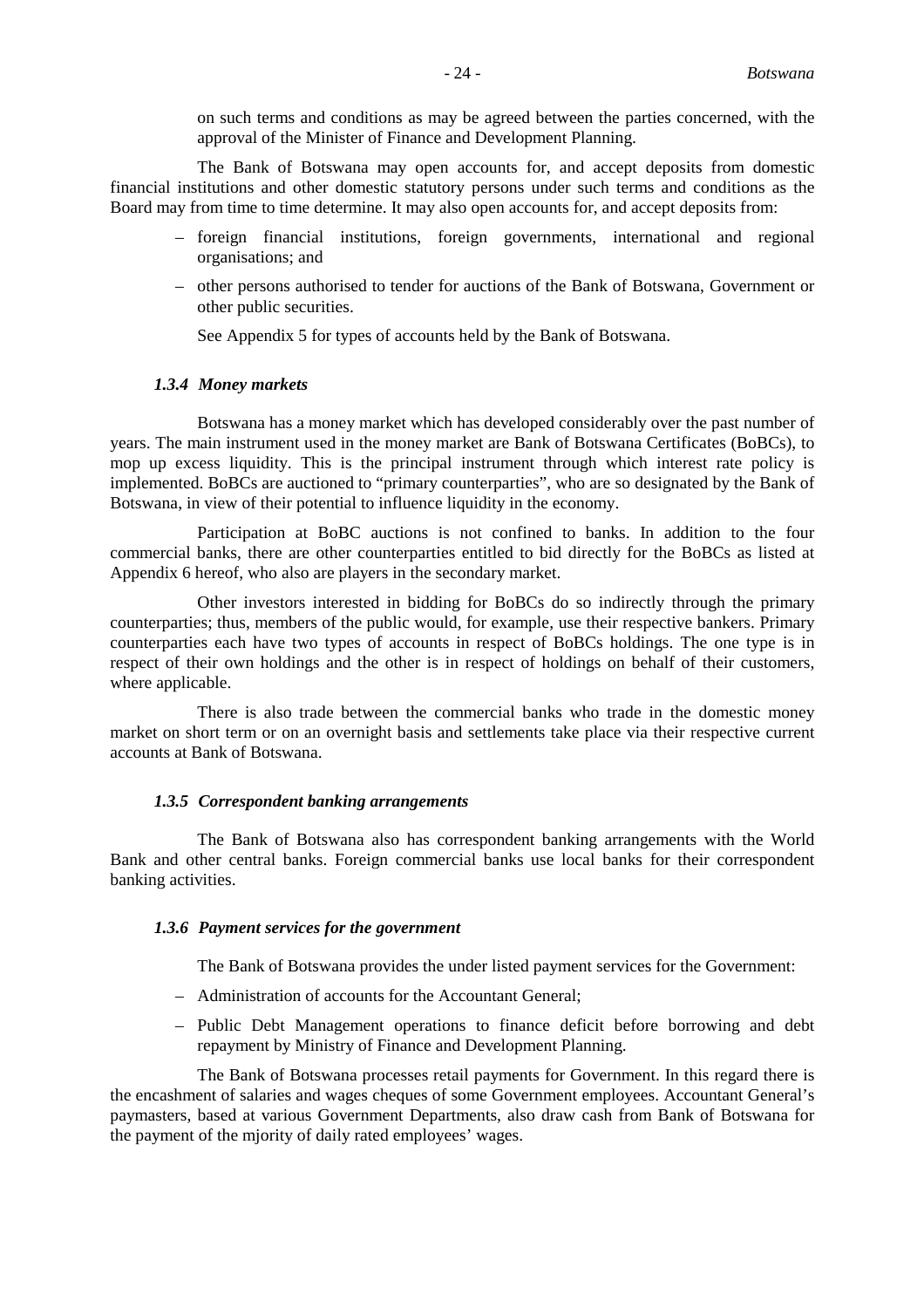on such terms and conditions as may be agreed between the parties concerned, with the approval of the Minister of Finance and Development Planning.

The Bank of Botswana may open accounts for, and accept deposits from domestic financial institutions and other domestic statutory persons under such terms and conditions as the Board may from time to time determine. It may also open accounts for, and accept deposits from:

– foreign financial institutions, foreign governments, international and regional organisations; and

– other persons authorised to tender for auctions of the Bank of Botswana, Government or other public securities.

See Appendix 5 for types of accounts held by the Bank of Botswana.

### *1.3.4 Money markets*

Botswana has a money market which has developed considerably over the past number of years. The main instrument used in the money market are Bank of Botswana Certificates (BoBCs), to mop up excess liquidity. This is the principal instrument through which interest rate policy is implemented. BoBCs are auctioned to "primary counterparties", who are so designated by the Bank of Botswana, in view of their potential to influence liquidity in the economy.

Participation at BoBC auctions is not confined to banks. In addition to the four commercial banks, there are other counterparties entitled to bid directly for the BoBCs as listed at Appendix 6 hereof, who also are players in the secondary market.

Other investors interested in bidding for BoBCs do so indirectly through the primary counterparties; thus, members of the public would, for example, use their respective bankers. Primary counterparties each have two types of accounts in respect of BoBCs holdings. The one type is in respect of their own holdings and the other is in respect of holdings on behalf of their customers, where applicable.

There is also trade between the commercial banks who trade in the domestic money market on short term or on an overnight basis and settlements take place via their respective current accounts at Bank of Botswana.

### *1.3.5 Correspondent banking arrangements*

The Bank of Botswana also has correspondent banking arrangements with the World Bank and other central banks. Foreign commercial banks use local banks for their correspondent banking activities.

### *1.3.6 Payment services for the government*

The Bank of Botswana provides the under listed payment services for the Government:

– Administration of accounts for the Accountant General;

– Public Debt Management operations to finance deficit before borrowing and debt repayment by Ministry of Finance and Development Planning.

The Bank of Botswana processes retail payments for Government. In this regard there is the encashment of salaries and wages cheques of some Government employees. Accountant General's paymasters, based at various Government Departments, also draw cash from Bank of Botswana for the payment of the mjority of daily rated employees' wages.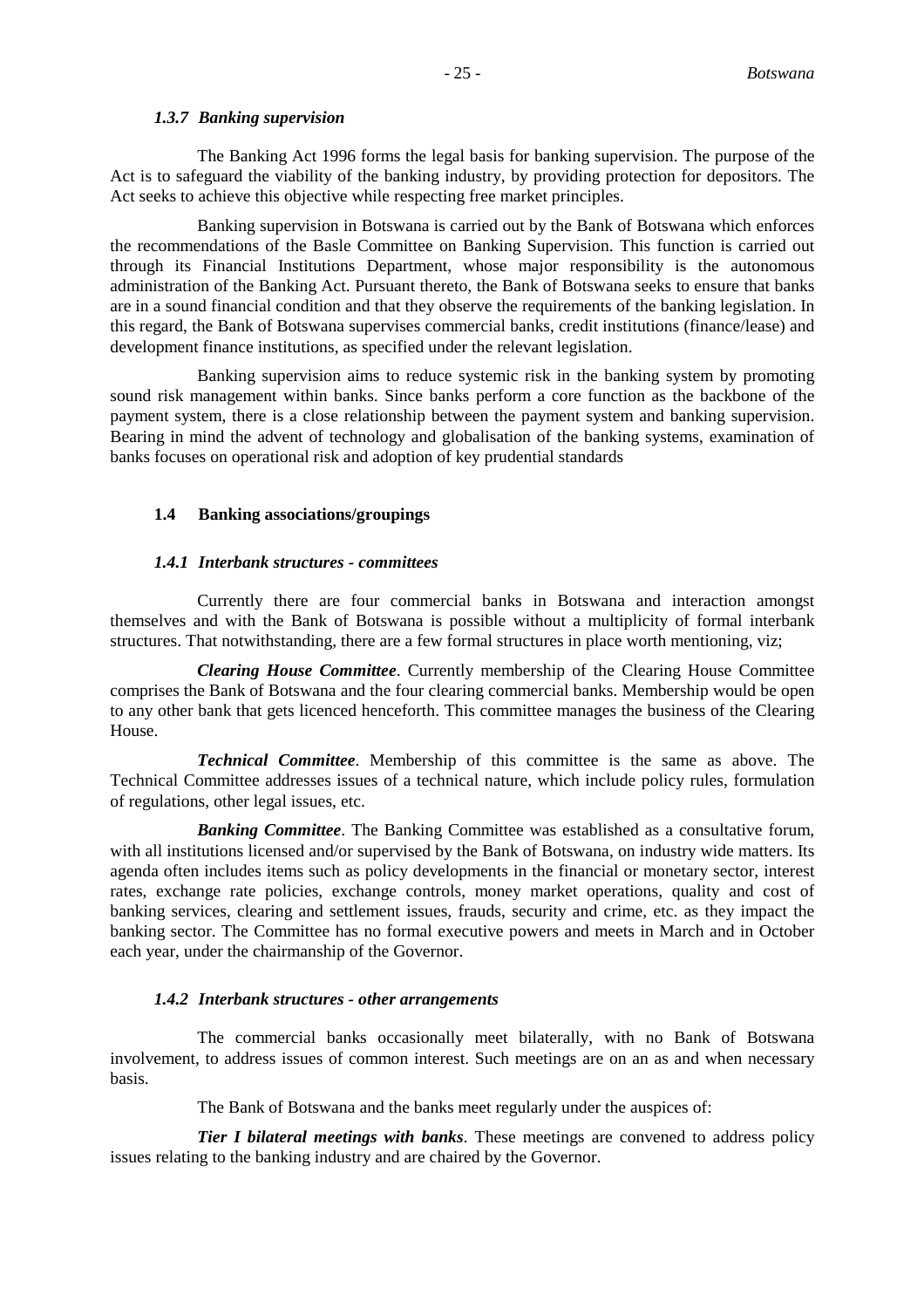### *1.3.7 Banking supervision*

The Banking Act 1996 forms the legal basis for banking supervision. The purpose of the Act is to safeguard the viability of the banking industry, by providing protection for depositors. The Act seeks to achieve this objective while respecting free market principles.

Banking supervision in Botswana is carried out by the Bank of Botswana which enforces the recommendations of the Basle Committee on Banking Supervision. This function is carried out through its Financial Institutions Department, whose major responsibility is the autonomous administration of the Banking Act. Pursuant thereto, the Bank of Botswana seeks to ensure that banks are in a sound financial condition and that they observe the requirements of the banking legislation. In this regard, the Bank of Botswana supervises commercial banks, credit institutions (finance/lease) and development finance institutions, as specified under the relevant legislation.

Banking supervision aims to reduce systemic risk in the banking system by promoting sound risk management within banks. Since banks perform a core function as the backbone of the payment system, there is a close relationship between the payment system and banking supervision. Bearing in mind the advent of technology and globalisation of the banking systems, examination of banks focuses on operational risk and adoption of key prudential standards

## 1.4 Banking associations/groupings

### *1.4.1 Interbank structures - committees*

Currently there are four commercial banks in Botswana and interaction amongst themselves and with the Bank of Botswana is possible without a multiplicity of formal interbank structures. That notwithstanding, there are a few formal structures in place worth mentioning, viz;

***Clearing House Committee***. Currently membership of the Clearing House Committee comprises the Bank of Botswana and the four clearing commercial banks. Membership would be open to any other bank that gets licenced henceforth. This committee manages the business of the Clearing House.

***Technical Committee***. Membership of this committee is the same as above. The Technical Committee addresses issues of a technical nature, which include policy rules, formulation of regulations, other legal issues, etc.

***Banking Committee***. The Banking Committee was established as a consultative forum, with all institutions licensed and/or supervised by the Bank of Botswana, on industry wide matters. Its agenda often includes items such as policy developments in the financial or monetary sector, interest rates, exchange rate policies, exchange controls, money market operations, quality and cost of banking services, clearing and settlement issues, frauds, security and crime, etc. as they impact the banking sector. The Committee has no formal executive powers and meets in March and in October each year, under the chairmanship of the Governor.

### *1.4.2 Interbank structures - other arrangements*

The commercial banks occasionally meet bilaterally, with no Bank of Botswana involvement, to address issues of common interest. Such meetings are on an as and when necessary basis.

The Bank of Botswana and the banks meet regularly under the auspices of:

***Tier I bilateral meetings with banks***. These meetings are convened to address policy issues relating to the banking industry and are chaired by the Governor.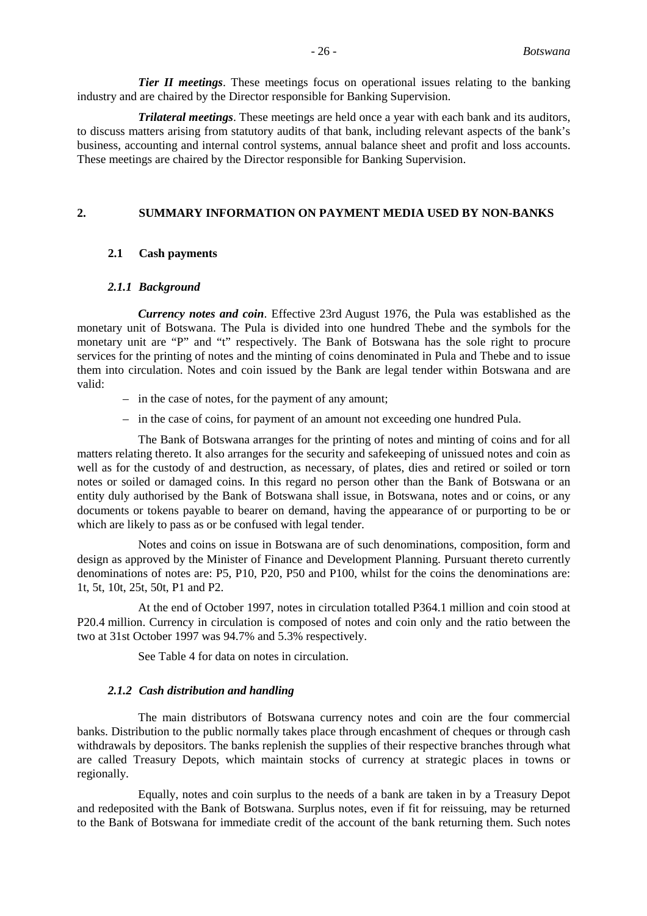*Tier II meetings*. These meetings focus on operational issues relating to the banking industry and are chaired by the Director responsible for Banking Supervision.

*Trilateral meetings*. These meetings are held once a year with each bank and its auditors, to discuss matters arising from statutory audits of that bank, including relevant aspects of the bank's business, accounting and internal control systems, annual balance sheet and profit and loss accounts. These meetings are chaired by the Director responsible for Banking Supervision.

## 2. SUMMARY INFORMATION ON PAYMENT MEDIA USED BY NON-BANKS

### 2.1 Cash payments

#### *2.1.1 Background*

*Currency notes and coin*. Effective 23rd August 1976, the Pula was established as the monetary unit of Botswana. The Pula is divided into one hundred Thebe and the symbols for the monetary unit are "P" and "t" respectively. The Bank of Botswana has the sole right to procure services for the printing of notes and the minting of coins denominated in Pula and Thebe and to issue them into circulation. Notes and coin issued by the Bank are legal tender within Botswana and are valid:

- in the case of notes, for the payment of any amount;
- in the case of coins, for payment of an amount not exceeding one hundred Pula.

The Bank of Botswana arranges for the printing of notes and minting of coins and for all matters relating thereto. It also arranges for the security and safekeeping of unissued notes and coin as well as for the custody of and destruction, as necessary, of plates, dies and retired or soiled or torn notes or soiled or damaged coins. In this regard no person other than the Bank of Botswana or an entity duly authorised by the Bank of Botswana shall issue, in Botswana, notes and or coins, or any documents or tokens payable to bearer on demand, having the appearance of or purporting to be or which are likely to pass as or be confused with legal tender.

Notes and coins on issue in Botswana are of such denominations, composition, form and design as approved by the Minister of Finance and Development Planning. Pursuant thereto currently denominations of notes are: P5, P10, P20, P50 and P100, whilst for the coins the denominations are: 1t, 5t, 10t, 25t, 50t, P1 and P2.

At the end of October 1997, notes in circulation totalled P364.1 million and coin stood at P20.4 million. Currency in circulation is composed of notes and coin only and the ratio between the two at 31st October 1997 was 94.7% and 5.3% respectively.

See Table 4 for data on notes in circulation.

#### *2.1.2 Cash distribution and handling*

The main distributors of Botswana currency notes and coin are the four commercial banks. Distribution to the public normally takes place through encashment of cheques or through cash withdrawals by depositors. The banks replenish the supplies of their respective branches through what are called Treasury Depots, which maintain stocks of currency at strategic places in towns or regionally.

Equally, notes and coin surplus to the needs of a bank are taken in by a Treasury Depot and redeposited with the Bank of Botswana. Surplus notes, even if fit for reissuing, may be returned to the Bank of Botswana for immediate credit of the account of the bank returning them. Such notes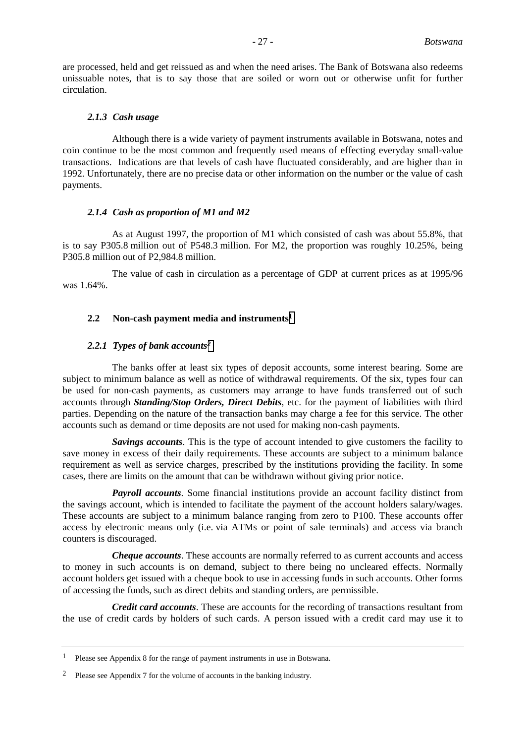are processed, held and get reissued as and when the need arises. The Bank of Botswana also redeems unissuable notes, that is to say those that are soiled or worn out or otherwise unfit for further circulation.

#### *2.1.3 Cash usage*

Although there is a wide variety of payment instruments available in Botswana, notes and coin continue to be the most common and frequently used means of effecting everyday small-value transactions. Indications are that levels of cash have fluctuated considerably, and are higher than in 1992. Unfortunately, there are no precise data or other information on the number or the value of cash payments.

#### *2.1.4 Cash as proportion of M1 and M2*

As at August 1997, the proportion of M1 which consisted of cash was about 55.8%, that is to say P305.8 million out of P548.3 million. For M2, the proportion was roughly 10.25%, being P305.8 million out of P2,984.8 million.

The value of cash in circulation as a percentage of GDP at current prices as at 1995/96 was 1.64%.

### 2.2 Non-cash payment media and instruments[1]

#### *2.2.1 Types of bank accounts*[2]

The banks offer at least six types of deposit accounts, some interest bearing. Some are subject to minimum balance as well as notice of withdrawal requirements. Of the six, types four can be used for non-cash payments, as customers may arrange to have funds transferred out of such accounts through ***Standing/Stop Orders, Direct Debits***, etc. for the payment of liabilities with third parties. Depending on the nature of the transaction banks may charge a fee for this service. The other accounts such as demand or time deposits are not used for making non-cash payments.

***Savings accounts***. This is the type of account intended to give customers the facility to save money in excess of their daily requirements. These accounts are subject to a minimum balance requirement as well as service charges, prescribed by the institutions providing the facility. In some cases, there are limits on the amount that can be withdrawn without giving prior notice.

***Payroll accounts***. Some financial institutions provide an account facility distinct from the savings account, which is intended to facilitate the payment of the account holders salary/wages. These accounts are subject to a minimum balance ranging from zero to P100. These accounts offer access by electronic means only (i.e. via ATMs or point of sale terminals) and access via branch counters is discouraged.

***Cheque accounts***. These accounts are normally referred to as current accounts and access to money in such accounts is on demand, subject to there being no uncleared effects. Normally account holders get issued with a cheque book to use in accessing funds in such accounts. Other forms of accessing the funds, such as direct debits and standing orders, are permissible.

***Credit card accounts***. These are accounts for the recording of transactions resultant from the use of credit cards by holders of such cards. A person issued with a credit card may use it to

---

[1] Please see Appendix 8 for the range of payment instruments in use in Botswana.

[2] Please see Appendix 7 for the volume of accounts in the banking industry.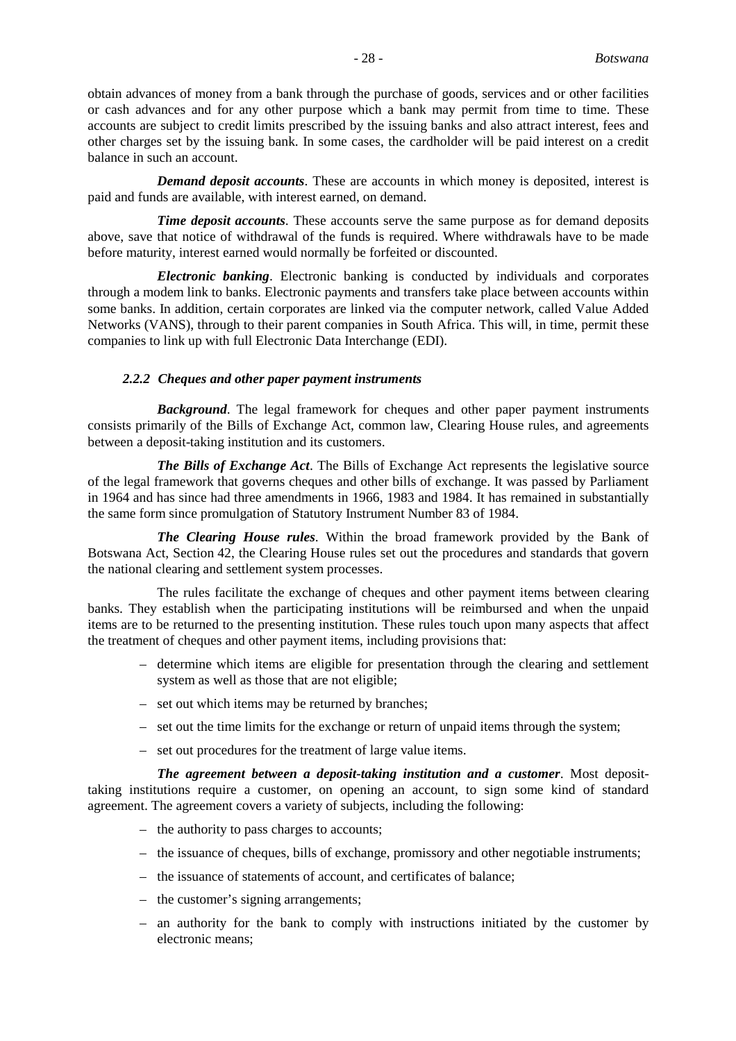obtain advances of money from a bank through the purchase of goods, services and or other facilities or cash advances and for any other purpose which a bank may permit from time to time. These accounts are subject to credit limits prescribed by the issuing banks and also attract interest, fees and other charges set by the issuing bank. In some cases, the cardholder will be paid interest on a credit balance in such an account.

***Demand deposit accounts***. These are accounts in which money is deposited, interest is paid and funds are available, with interest earned, on demand.

***Time deposit accounts***. These accounts serve the same purpose as for demand deposits above, save that notice of withdrawal of the funds is required. Where withdrawals have to be made before maturity, interest earned would normally be forfeited or discounted.

***Electronic banking***. Electronic banking is conducted by individuals and corporates through a modem link to banks. Electronic payments and transfers take place between accounts within some banks. In addition, certain corporates are linked via the computer network, called Value Added Networks (VANS), through to their parent companies in South Africa. This will, in time, permit these companies to link up with full Electronic Data Interchange (EDI).

### *2.2.2 Cheques and other paper payment instruments*

***Background***. The legal framework for cheques and other paper payment instruments consists primarily of the Bills of Exchange Act, common law, Clearing House rules, and agreements between a deposit-taking institution and its customers.

***The Bills of Exchange Act***. The Bills of Exchange Act represents the legislative source of the legal framework that governs cheques and other bills of exchange. It was passed by Parliament in 1964 and has since had three amendments in 1966, 1983 and 1984. It has remained in substantially the same form since promulgation of Statutory Instrument Number 83 of 1984.

***The Clearing House rules***. Within the broad framework provided by the Bank of Botswana Act, Section 42, the Clearing House rules set out the procedures and standards that govern the national clearing and settlement system processes.

The rules facilitate the exchange of cheques and other payment items between clearing banks. They establish when the participating institutions will be reimbursed and when the unpaid items are to be returned to the presenting institution. These rules touch upon many aspects that affect the treatment of cheques and other payment items, including provisions that:

- determine which items are eligible for presentation through the clearing and settlement system as well as those that are not eligible;
- set out which items may be returned by branches;
- set out the time limits for the exchange or return of unpaid items through the system;
- set out procedures for the treatment of large value items.

***The agreement between a deposit-taking institution and a customer***. Most deposit-taking institutions require a customer, on opening an account, to sign some kind of standard agreement. The agreement covers a variety of subjects, including the following:

- the authority to pass charges to accounts;
- the issuance of cheques, bills of exchange, promissory and other negotiable instruments;
- the issuance of statements of account, and certificates of balance;
- the customer's signing arrangements;
- an authority for the bank to comply with instructions initiated by the customer by electronic means;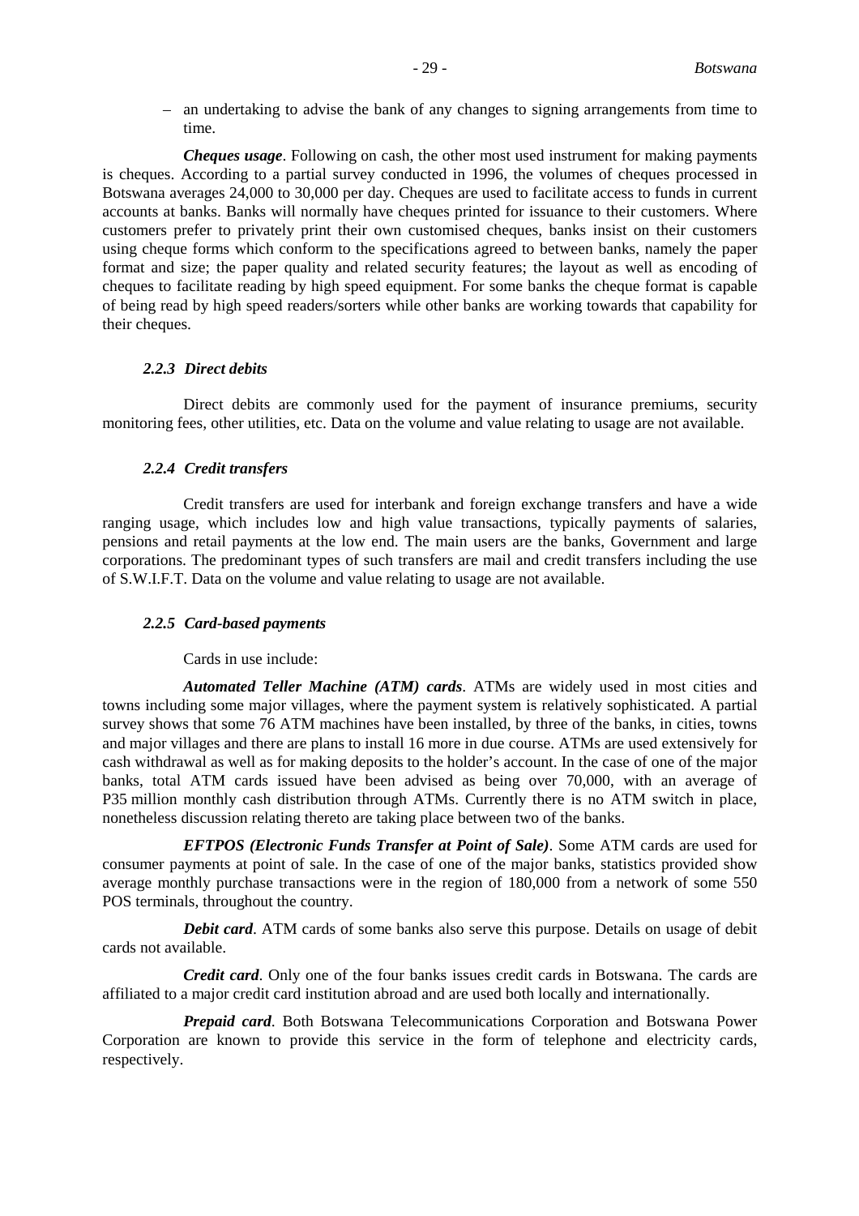– an undertaking to advise the bank of any changes to signing arrangements from time to time.

***Cheques usage***. Following on cash, the other most used instrument for making payments is cheques. According to a partial survey conducted in 1996, the volumes of cheques processed in Botswana averages 24,000 to 30,000 per day. Cheques are used to facilitate access to funds in current accounts at banks. Banks will normally have cheques printed for issuance to their customers. Where customers prefer to privately print their own customised cheques, banks insist on their customers using cheque forms which conform to the specifications agreed to between banks, namely the paper format and size; the paper quality and related security features; the layout as well as encoding of cheques to facilitate reading by high speed equipment. For some banks the cheque format is capable of being read by high speed readers/sorters while other banks are working towards that capability for their cheques.

### *2.2.3 Direct debits*

Direct debits are commonly used for the payment of insurance premiums, security monitoring fees, other utilities, etc. Data on the volume and value relating to usage are not available.

### *2.2.4 Credit transfers*

Credit transfers are used for interbank and foreign exchange transfers and have a wide ranging usage, which includes low and high value transactions, typically payments of salaries, pensions and retail payments at the low end. The main users are the banks, Government and large corporations. The predominant types of such transfers are mail and credit transfers including the use of S.W.I.F.T. Data on the volume and value relating to usage are not available.

### *2.2.5 Card-based payments*

Cards in use include:

***Automated Teller Machine (ATM) cards***. ATMs are widely used in most cities and towns including some major villages, where the payment system is relatively sophisticated. A partial survey shows that some 76 ATM machines have been installed, by three of the banks, in cities, towns and major villages and there are plans to install 16 more in due course. ATMs are used extensively for cash withdrawal as well as for making deposits to the holder's account. In the case of one of the major banks, total ATM cards issued have been advised as being over 70,000, with an average of P35 million monthly cash distribution through ATMs. Currently there is no ATM switch in place, nonetheless discussion relating thereto are taking place between two of the banks.

***EFTPOS (Electronic Funds Transfer at Point of Sale)***. Some ATM cards are used for consumer payments at point of sale. In the case of one of the major banks, statistics provided show average monthly purchase transactions were in the region of 180,000 from a network of some 550 POS terminals, throughout the country.

***Debit card***. ATM cards of some banks also serve this purpose. Details on usage of debit cards not available.

***Credit card***. Only one of the four banks issues credit cards in Botswana. The cards are affiliated to a major credit card institution abroad and are used both locally and internationally.

***Prepaid card***. Both Botswana Telecommunications Corporation and Botswana Power Corporation are known to provide this service in the form of telephone and electricity cards, respectively.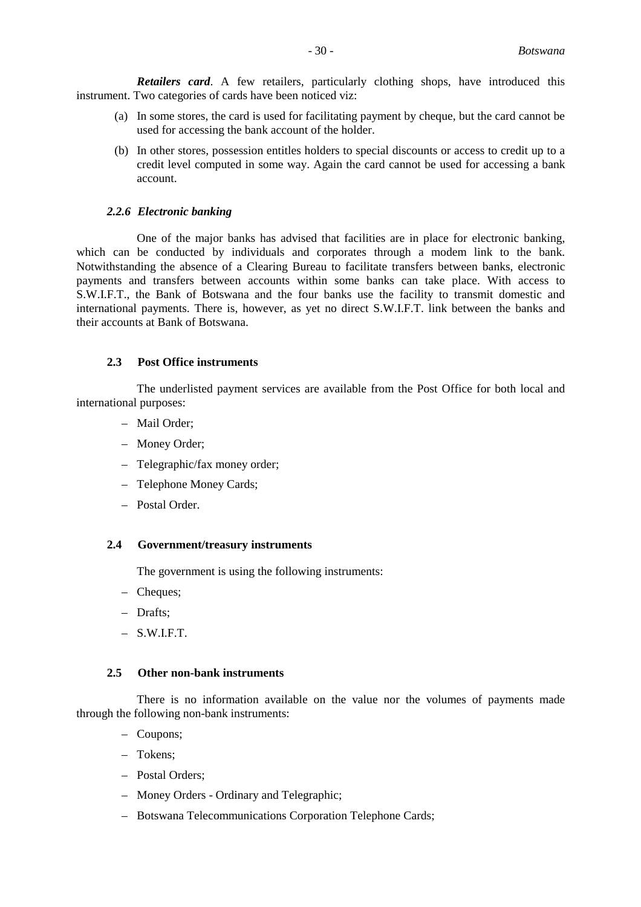***Retailers card***. A few retailers, particularly clothing shops, have introduced this instrument. Two categories of cards have been noticed viz:

(a) In some stores, the card is used for facilitating payment by cheque, but the card cannot be used for accessing the bank account of the holder.

(b) In other stores, possession entitles holders to special discounts or access to credit up to a credit level computed in some way. Again the card cannot be used for accessing a bank account.

#### *2.2.6 Electronic banking*

One of the major banks has advised that facilities are in place for electronic banking, which can be conducted by individuals and corporates through a modem link to the bank. Notwithstanding the absence of a Clearing Bureau to facilitate transfers between banks, electronic payments and transfers between accounts within some banks can take place. With access to S.W.I.F.T., the Bank of Botswana and the four banks use the facility to transmit domestic and international payments. There is, however, as yet no direct S.W.I.F.T. link between the banks and their accounts at Bank of Botswana.

### 2.3 Post Office instruments

The underlisted payment services are available from the Post Office for both local and international purposes:

- Mail Order;
- Money Order;
- Telegraphic/fax money order;
- Telephone Money Cards;
- Postal Order.

### 2.4 Government/treasury instruments

The government is using the following instruments:

- Cheques;
- Drafts;
- S.W.I.F.T.

### 2.5 Other non-bank instruments

There is no information available on the value nor the volumes of payments made through the following non-bank instruments:

- Coupons;
- Tokens;
- Postal Orders;
- Money Orders - Ordinary and Telegraphic;
- Botswana Telecommunications Corporation Telephone Cards;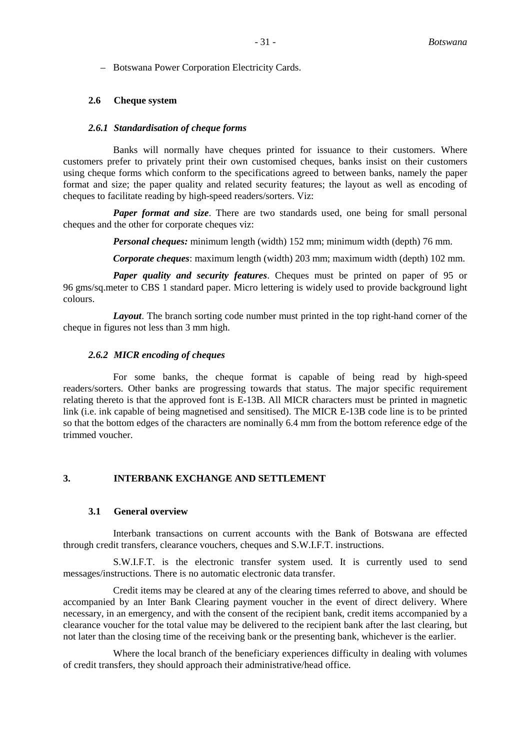– Botswana Power Corporation Electricity Cards.

### 2.6 Cheque system

#### *2.6.1 Standardisation of cheque forms*

Banks will normally have cheques printed for issuance to their customers. Where customers prefer to privately print their own customised cheques, banks insist on their customers using cheque forms which conform to the specifications agreed to between banks, namely the paper format and size; the paper quality and related security features; the layout as well as encoding of cheques to facilitate reading by high-speed readers/sorters. Viz:

***Paper format and size***. There are two standards used, one being for small personal cheques and the other for corporate cheques viz:

***Personal cheques:*** minimum length (width) 152 mm; minimum width (depth) 76 mm.

***Corporate cheques***: maximum length (width) 203 mm; maximum width (depth) 102 mm.

***Paper quality and security features***. Cheques must be printed on paper of 95 or 96 gms/sq.meter to CBS 1 standard paper. Micro lettering is widely used to provide background light colours.

***Layout***. The branch sorting code number must printed in the top right-hand corner of the cheque in figures not less than 3 mm high.

#### *2.6.2 MICR encoding of cheques*

For some banks, the cheque format is capable of being read by high-speed readers/sorters. Other banks are progressing towards that status. The major specific requirement relating thereto is that the approved font is E-13B. All MICR characters must be printed in magnetic link (i.e. ink capable of being magnetised and sensitised). The MICR E-13B code line is to be printed so that the bottom edges of the characters are nominally 6.4 mm from the bottom reference edge of the trimmed voucher.

## 3. INTERBANK EXCHANGE AND SETTLEMENT

### 3.1 General overview

Interbank transactions on current accounts with the Bank of Botswana are effected through credit transfers, clearance vouchers, cheques and S.W.I.F.T. instructions.

S.W.I.F.T. is the electronic transfer system used. It is currently used to send messages/instructions. There is no automatic electronic data transfer.

Credit items may be cleared at any of the clearing times referred to above, and should be accompanied by an Inter Bank Clearing payment voucher in the event of direct delivery. Where necessary, in an emergency, and with the consent of the recipient bank, credit items accompanied by a clearance voucher for the total value may be delivered to the recipient bank after the last clearing, but not later than the closing time of the receiving bank or the presenting bank, whichever is the earlier.

Where the local branch of the beneficiary experiences difficulty in dealing with volumes of credit transfers, they should approach their administrative/head office.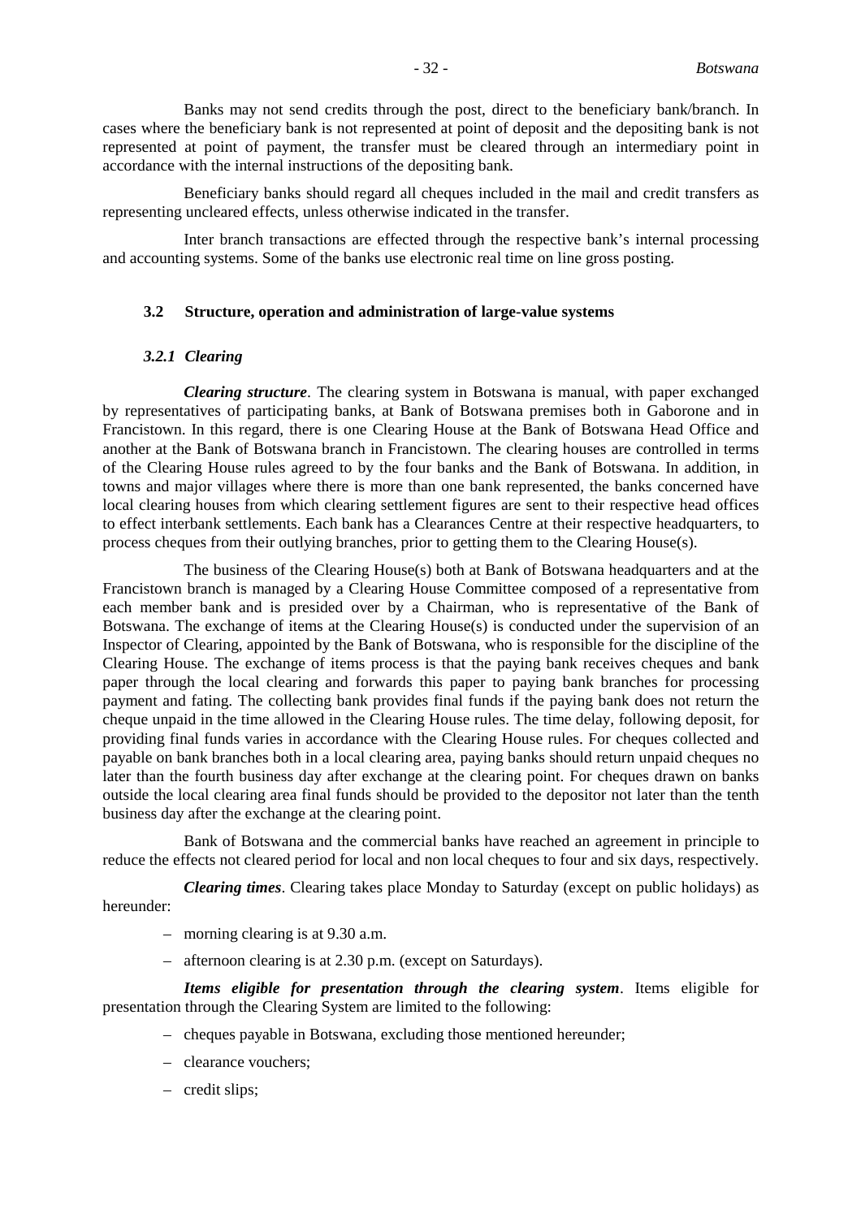Banks may not send credits through the post, direct to the beneficiary bank/branch. In cases where the beneficiary bank is not represented at point of deposit and the depositing bank is not represented at point of payment, the transfer must be cleared through an intermediary point in accordance with the internal instructions of the depositing bank.

Beneficiary banks should regard all cheques included in the mail and credit transfers as representing uncleared effects, unless otherwise indicated in the transfer.

Inter branch transactions are effected through the respective bank's internal processing and accounting systems. Some of the banks use electronic real time on line gross posting.

### 3.2 Structure, operation and administration of large-value systems

#### *3.2.1 Clearing*

***Clearing structure***. The clearing system in Botswana is manual, with paper exchanged by representatives of participating banks, at Bank of Botswana premises both in Gaborone and in Francistown. In this regard, there is one Clearing House at the Bank of Botswana Head Office and another at the Bank of Botswana branch in Francistown. The clearing houses are controlled in terms of the Clearing House rules agreed to by the four banks and the Bank of Botswana. In addition, in towns and major villages where there is more than one bank represented, the banks concerned have local clearing houses from which clearing settlement figures are sent to their respective head offices to effect interbank settlements. Each bank has a Clearances Centre at their respective headquarters, to process cheques from their outlying branches, prior to getting them to the Clearing House(s).

The business of the Clearing House(s) both at Bank of Botswana headquarters and at the Francistown branch is managed by a Clearing House Committee composed of a representative from each member bank and is presided over by a Chairman, who is representative of the Bank of Botswana. The exchange of items at the Clearing House(s) is conducted under the supervision of an Inspector of Clearing, appointed by the Bank of Botswana, who is responsible for the discipline of the Clearing House. The exchange of items process is that the paying bank receives cheques and bank paper through the local clearing and forwards this paper to paying bank branches for processing payment and fating. The collecting bank provides final funds if the paying bank does not return the cheque unpaid in the time allowed in the Clearing House rules. The time delay, following deposit, for providing final funds varies in accordance with the Clearing House rules. For cheques collected and payable on bank branches both in a local clearing area, paying banks should return unpaid cheques no later than the fourth business day after exchange at the clearing point. For cheques drawn on banks outside the local clearing area final funds should be provided to the depositor not later than the tenth business day after the exchange at the clearing point.

Bank of Botswana and the commercial banks have reached an agreement in principle to reduce the effects not cleared period for local and non local cheques to four and six days, respectively.

***Clearing times***. Clearing takes place Monday to Saturday (except on public holidays) as hereunder:

- morning clearing is at 9.30 a.m.
- afternoon clearing is at 2.30 p.m. (except on Saturdays).

***Items eligible for presentation through the clearing system***. Items eligible for presentation through the Clearing System are limited to the following:

- cheques payable in Botswana, excluding those mentioned hereunder;
- clearance vouchers;
- credit slips;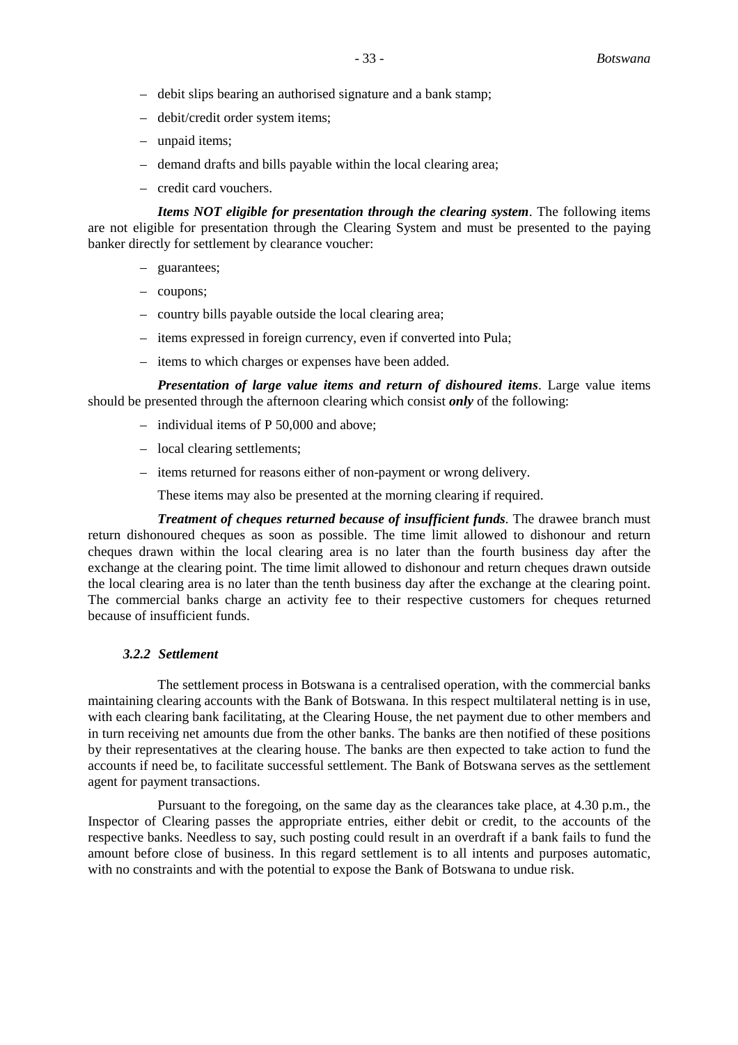- debit slips bearing an authorised signature and a bank stamp;
- debit/credit order system items;
- unpaid items;
- demand drafts and bills payable within the local clearing area;
- credit card vouchers.

***Items NOT eligible for presentation through the clearing system***. The following items are not eligible for presentation through the Clearing System and must be presented to the paying banker directly for settlement by clearance voucher:

- guarantees;
- coupons;
- country bills payable outside the local clearing area;
- items expressed in foreign currency, even if converted into Pula;
- items to which charges or expenses have been added.

***Presentation of large value items and return of dishoured items***. Large value items should be presented through the afternoon clearing which consist ***only*** of the following:

- individual items of P 50,000 and above;
- local clearing settlements;
- items returned for reasons either of non-payment or wrong delivery.

These items may also be presented at the morning clearing if required.

***Treatment of cheques returned because of insufficient funds***. The drawee branch must return dishonoured cheques as soon as possible. The time limit allowed to dishonour and return cheques drawn within the local clearing area is no later than the fourth business day after the exchange at the clearing point. The time limit allowed to dishonour and return cheques drawn outside the local clearing area is no later than the tenth business day after the exchange at the clearing point. The commercial banks charge an activity fee to their respective customers for cheques returned because of insufficient funds.

### *3.2.2 Settlement*

The settlement process in Botswana is a centralised operation, with the commercial banks maintaining clearing accounts with the Bank of Botswana. In this respect multilateral netting is in use, with each clearing bank facilitating, at the Clearing House, the net payment due to other members and in turn receiving net amounts due from the other banks. The banks are then notified of these positions by their representatives at the clearing house. The banks are then expected to take action to fund the accounts if need be, to facilitate successful settlement. The Bank of Botswana serves as the settlement agent for payment transactions.

Pursuant to the foregoing, on the same day as the clearances take place, at 4.30 p.m., the Inspector of Clearing passes the appropriate entries, either debit or credit, to the accounts of the respective banks. Needless to say, such posting could result in an overdraft if a bank fails to fund the amount before close of business. In this regard settlement is to all intents and purposes automatic, with no constraints and with the potential to expose the Bank of Botswana to undue risk.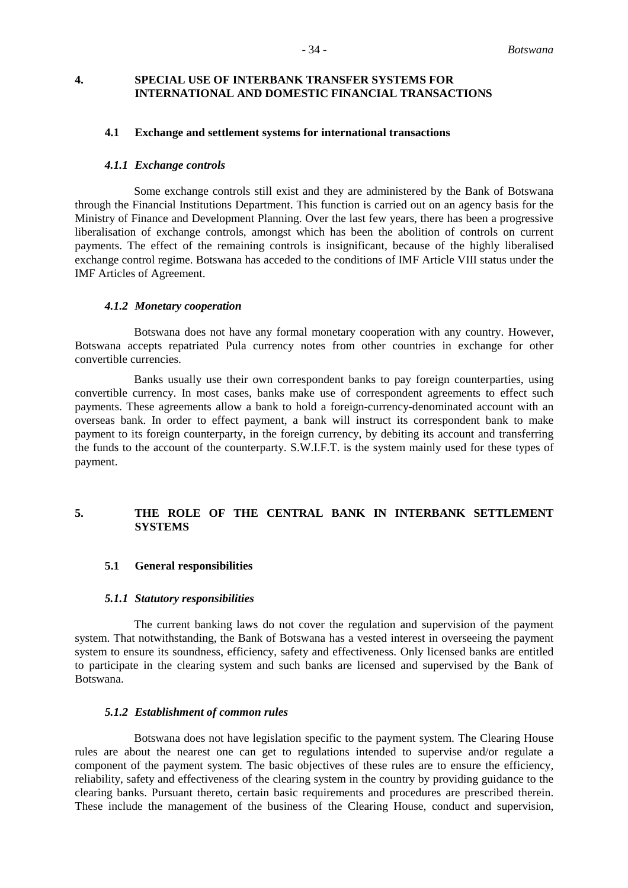## 4. SPECIAL USE OF INTERBANK TRANSFER SYSTEMS FOR INTERNATIONAL AND DOMESTIC FINANCIAL TRANSACTIONS

### 4.1 Exchange and settlement systems for international transactions

#### *4.1.1 Exchange controls*

Some exchange controls still exist and they are administered by the Bank of Botswana through the Financial Institutions Department. This function is carried out on an agency basis for the Ministry of Finance and Development Planning. Over the last few years, there has been a progressive liberalisation of exchange controls, amongst which has been the abolition of controls on current payments. The effect of the remaining controls is insignificant, because of the highly liberalised exchange control regime. Botswana has acceded to the conditions of IMF Article VIII status under the IMF Articles of Agreement.

#### *4.1.2 Monetary cooperation*

Botswana does not have any formal monetary cooperation with any country. However, Botswana accepts repatriated Pula currency notes from other countries in exchange for other convertible currencies.

Banks usually use their own correspondent banks to pay foreign counterparties, using convertible currency. In most cases, banks make use of correspondent agreements to effect such payments. These agreements allow a bank to hold a foreign-currency-denominated account with an overseas bank. In order to effect payment, a bank will instruct its correspondent bank to make payment to its foreign counterparty, in the foreign currency, by debiting its account and transferring the funds to the account of the counterparty. S.W.I.F.T. is the system mainly used for these types of payment.

## 5. THE ROLE OF THE CENTRAL BANK IN INTERBANK SETTLEMENT SYSTEMS

### 5.1 General responsibilities

#### *5.1.1 Statutory responsibilities*

The current banking laws do not cover the regulation and supervision of the payment system. That notwithstanding, the Bank of Botswana has a vested interest in overseeing the payment system to ensure its soundness, efficiency, safety and effectiveness. Only licensed banks are entitled to participate in the clearing system and such banks are licensed and supervised by the Bank of Botswana.

#### *5.1.2 Establishment of common rules*

Botswana does not have legislation specific to the payment system. The Clearing House rules are about the nearest one can get to regulations intended to supervise and/or regulate a component of the payment system. The basic objectives of these rules are to ensure the efficiency, reliability, safety and effectiveness of the clearing system in the country by providing guidance to the clearing banks. Pursuant thereto, certain basic requirements and procedures are prescribed therein. These include the management of the business of the Clearing House, conduct and supervision,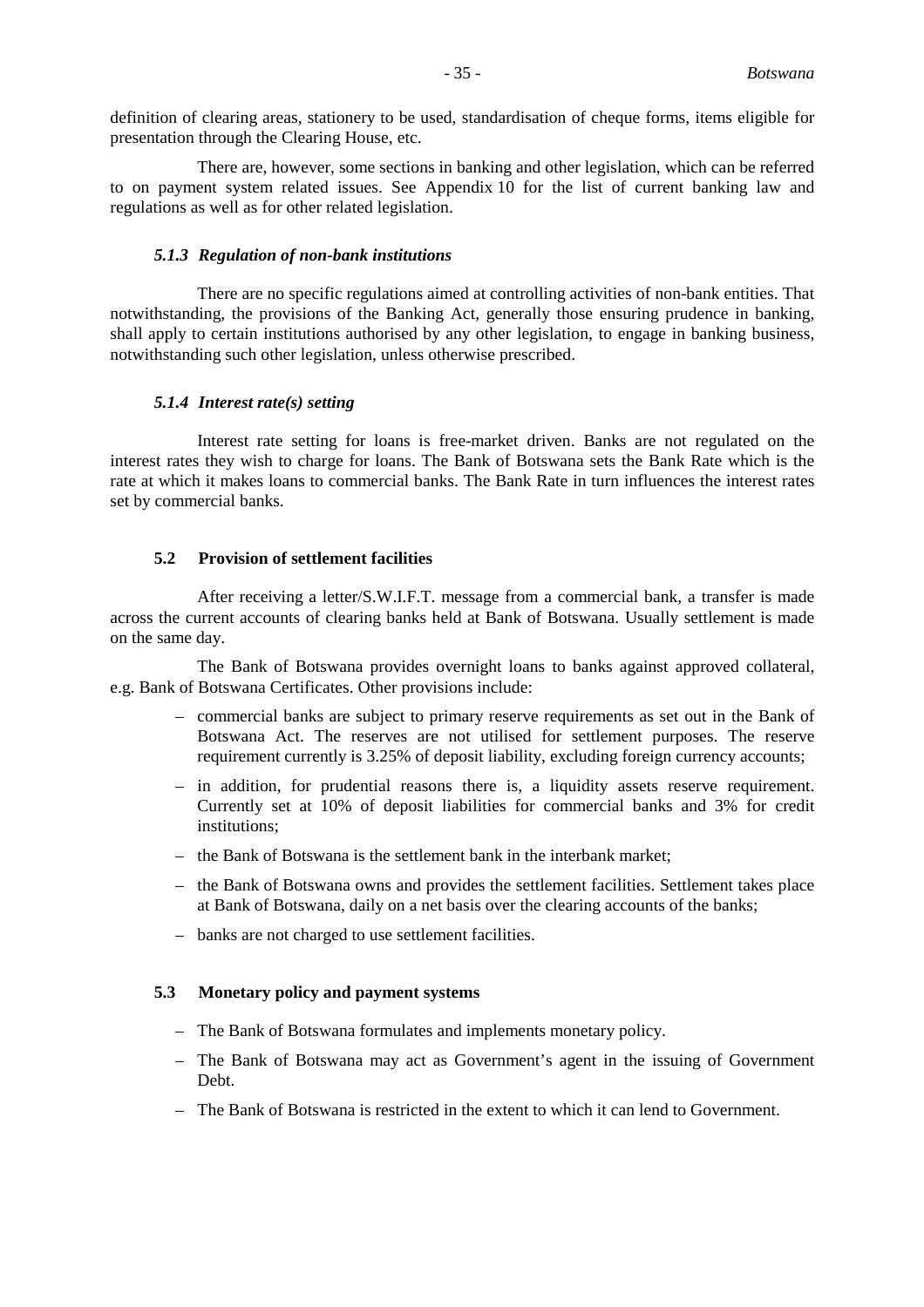definition of clearing areas, stationery to be used, standardisation of cheque forms, items eligible for presentation through the Clearing House, etc.

There are, however, some sections in banking and other legislation, which can be referred to on payment system related issues. See Appendix 10 for the list of current banking law and regulations as well as for other related legislation.

#### *5.1.3 Regulation of non-bank institutions*

There are no specific regulations aimed at controlling activities of non-bank entities. That notwithstanding, the provisions of the Banking Act, generally those ensuring prudence in banking, shall apply to certain institutions authorised by any other legislation, to engage in banking business, notwithstanding such other legislation, unless otherwise prescribed.

#### *5.1.4 Interest rate(s) setting*

Interest rate setting for loans is free-market driven. Banks are not regulated on the interest rates they wish to charge for loans. The Bank of Botswana sets the Bank Rate which is the rate at which it makes loans to commercial banks. The Bank Rate in turn influences the interest rates set by commercial banks.

### 5.2 Provision of settlement facilities

After receiving a letter/S.W.I.F.T. message from a commercial bank, a transfer is made across the current accounts of clearing banks held at Bank of Botswana. Usually settlement is made on the same day.

The Bank of Botswana provides overnight loans to banks against approved collateral, e.g. Bank of Botswana Certificates. Other provisions include:

- commercial banks are subject to primary reserve requirements as set out in the Bank of Botswana Act. The reserves are not utilised for settlement purposes. The reserve requirement currently is 3.25% of deposit liability, excluding foreign currency accounts;
- in addition, for prudential reasons there is, a liquidity assets reserve requirement. Currently set at 10% of deposit liabilities for commercial banks and 3% for credit institutions;
- the Bank of Botswana is the settlement bank in the interbank market;
- the Bank of Botswana owns and provides the settlement facilities. Settlement takes place at Bank of Botswana, daily on a net basis over the clearing accounts of the banks;
- banks are not charged to use settlement facilities.

### 5.3 Monetary policy and payment systems

- The Bank of Botswana formulates and implements monetary policy.
- The Bank of Botswana may act as Government's agent in the issuing of Government Debt.
- The Bank of Botswana is restricted in the extent to which it can lend to Government.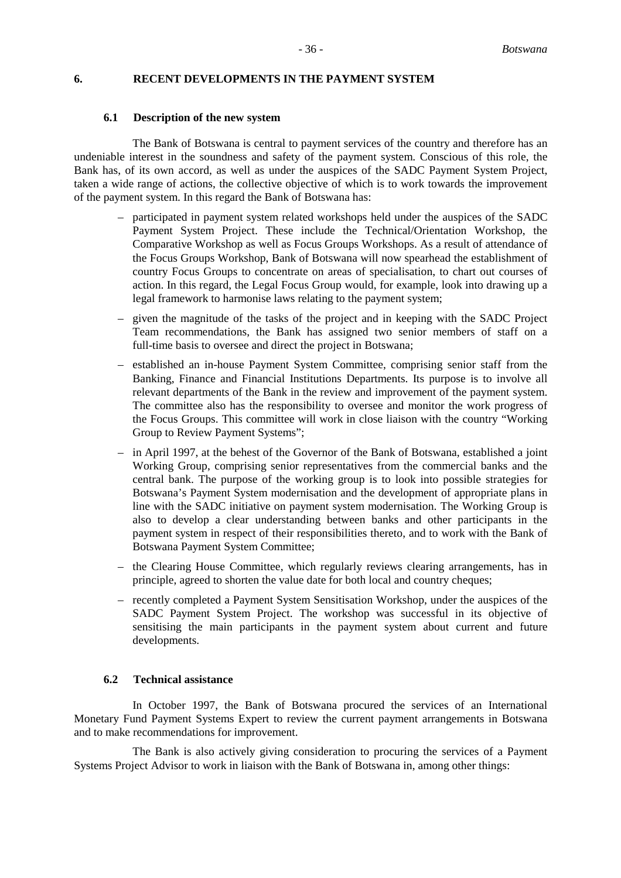## 6. RECENT DEVELOPMENTS IN THE PAYMENT SYSTEM

### 6.1 Description of the new system

The Bank of Botswana is central to payment services of the country and therefore has an undeniable interest in the soundness and safety of the payment system. Conscious of this role, the Bank has, of its own accord, as well as under the auspices of the SADC Payment System Project, taken a wide range of actions, the collective objective of which is to work towards the improvement of the payment system. In this regard the Bank of Botswana has:

- participated in payment system related workshops held under the auspices of the SADC Payment System Project. These include the Technical/Orientation Workshop, the Comparative Workshop as well as Focus Groups Workshops. As a result of attendance of the Focus Groups Workshop, Bank of Botswana will now spearhead the establishment of country Focus Groups to concentrate on areas of specialisation, to chart out courses of action. In this regard, the Legal Focus Group would, for example, look into drawing up a legal framework to harmonise laws relating to the payment system;
- given the magnitude of the tasks of the project and in keeping with the SADC Project Team recommendations, the Bank has assigned two senior members of staff on a full-time basis to oversee and direct the project in Botswana;
- established an in-house Payment System Committee, comprising senior staff from the Banking, Finance and Financial Institutions Departments. Its purpose is to involve all relevant departments of the Bank in the review and improvement of the payment system. The committee also has the responsibility to oversee and monitor the work progress of the Focus Groups. This committee will work in close liaison with the country "Working Group to Review Payment Systems";
- in April 1997, at the behest of the Governor of the Bank of Botswana, established a joint Working Group, comprising senior representatives from the commercial banks and the central bank. The purpose of the working group is to look into possible strategies for Botswana's Payment System modernisation and the development of appropriate plans in line with the SADC initiative on payment system modernisation. The Working Group is also to develop a clear understanding between banks and other participants in the payment system in respect of their responsibilities thereto, and to work with the Bank of Botswana Payment System Committee;
- the Clearing House Committee, which regularly reviews clearing arrangements, has in principle, agreed to shorten the value date for both local and country cheques;
- recently completed a Payment System Sensitisation Workshop, under the auspices of the SADC Payment System Project. The workshop was successful in its objective of sensitising the main participants in the payment system about current and future developments.

### 6.2 Technical assistance

In October 1997, the Bank of Botswana procured the services of an International Monetary Fund Payment Systems Expert to review the current payment arrangements in Botswana and to make recommendations for improvement.

The Bank is also actively giving consideration to procuring the services of a Payment Systems Project Advisor to work in liaison with the Bank of Botswana in, among other things: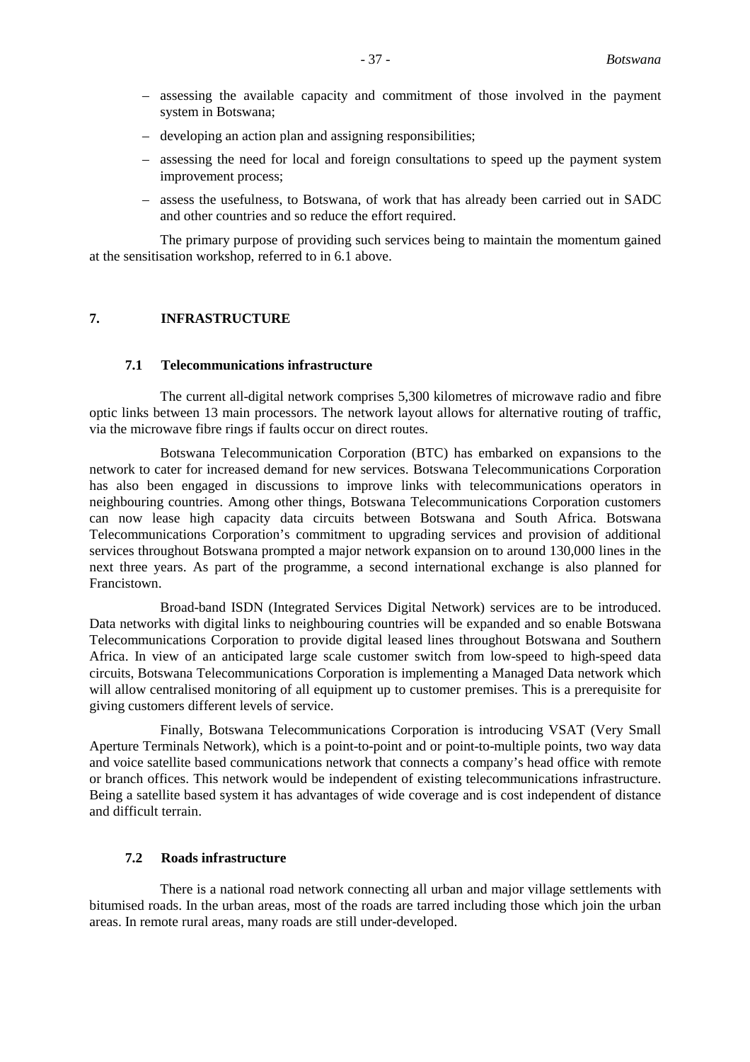- assessing the available capacity and commitment of those involved in the payment system in Botswana;
- developing an action plan and assigning responsibilities;
- assessing the need for local and foreign consultations to speed up the payment system improvement process;
- assess the usefulness, to Botswana, of work that has already been carried out in SADC and other countries and so reduce the effort required.

The primary purpose of providing such services being to maintain the momentum gained at the sensitisation workshop, referred to in 6.1 above.

## 7. INFRASTRUCTURE

### 7.1 Telecommunications infrastructure

The current all-digital network comprises 5,300 kilometres of microwave radio and fibre optic links between 13 main processors. The network layout allows for alternative routing of traffic, via the microwave fibre rings if faults occur on direct routes.

Botswana Telecommunication Corporation (BTC) has embarked on expansions to the network to cater for increased demand for new services. Botswana Telecommunications Corporation has also been engaged in discussions to improve links with telecommunications operators in neighbouring countries. Among other things, Botswana Telecommunications Corporation customers can now lease high capacity data circuits between Botswana and South Africa. Botswana Telecommunications Corporation's commitment to upgrading services and provision of additional services throughout Botswana prompted a major network expansion on to around 130,000 lines in the next three years. As part of the programme, a second international exchange is also planned for Francistown.

Broad-band ISDN (Integrated Services Digital Network) services are to be introduced. Data networks with digital links to neighbouring countries will be expanded and so enable Botswana Telecommunications Corporation to provide digital leased lines throughout Botswana and Southern Africa. In view of an anticipated large scale customer switch from low-speed to high-speed data circuits, Botswana Telecommunications Corporation is implementing a Managed Data network which will allow centralised monitoring of all equipment up to customer premises. This is a prerequisite for giving customers different levels of service.

Finally, Botswana Telecommunications Corporation is introducing VSAT (Very Small Aperture Terminals Network), which is a point-to-point and or point-to-multiple points, two way data and voice satellite based communications network that connects a company's head office with remote or branch offices. This network would be independent of existing telecommunications infrastructure. Being a satellite based system it has advantages of wide coverage and is cost independent of distance and difficult terrain.

### 7.2 Roads infrastructure

There is a national road network connecting all urban and major village settlements with bitumised roads. In the urban areas, most of the roads are tarred including those which join the urban areas. In remote rural areas, many roads are still under-developed.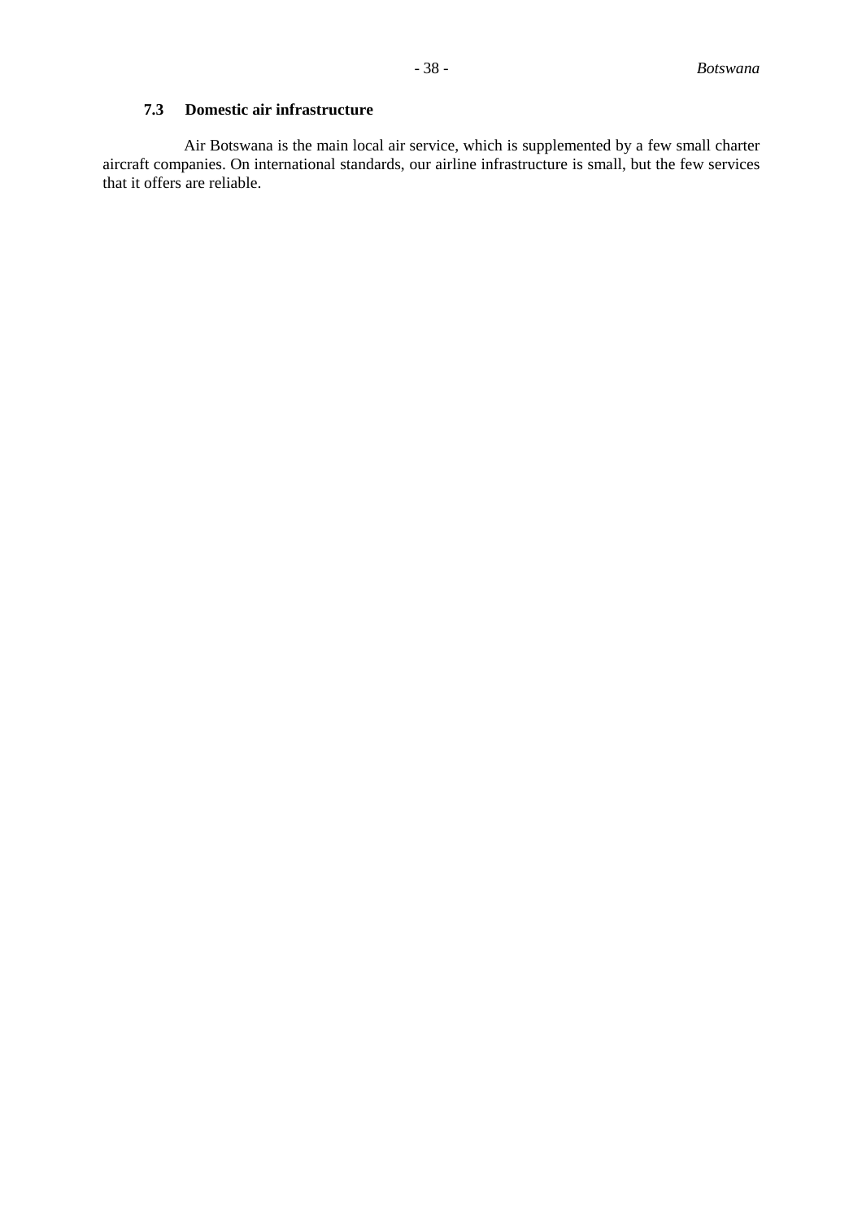### 7.3 Domestic air infrastructure

Air Botswana is the main local air service, which is supplemented by a few small charter aircraft companies. On international standards, our airline infrastructure is small, but the few services that it offers are reliable.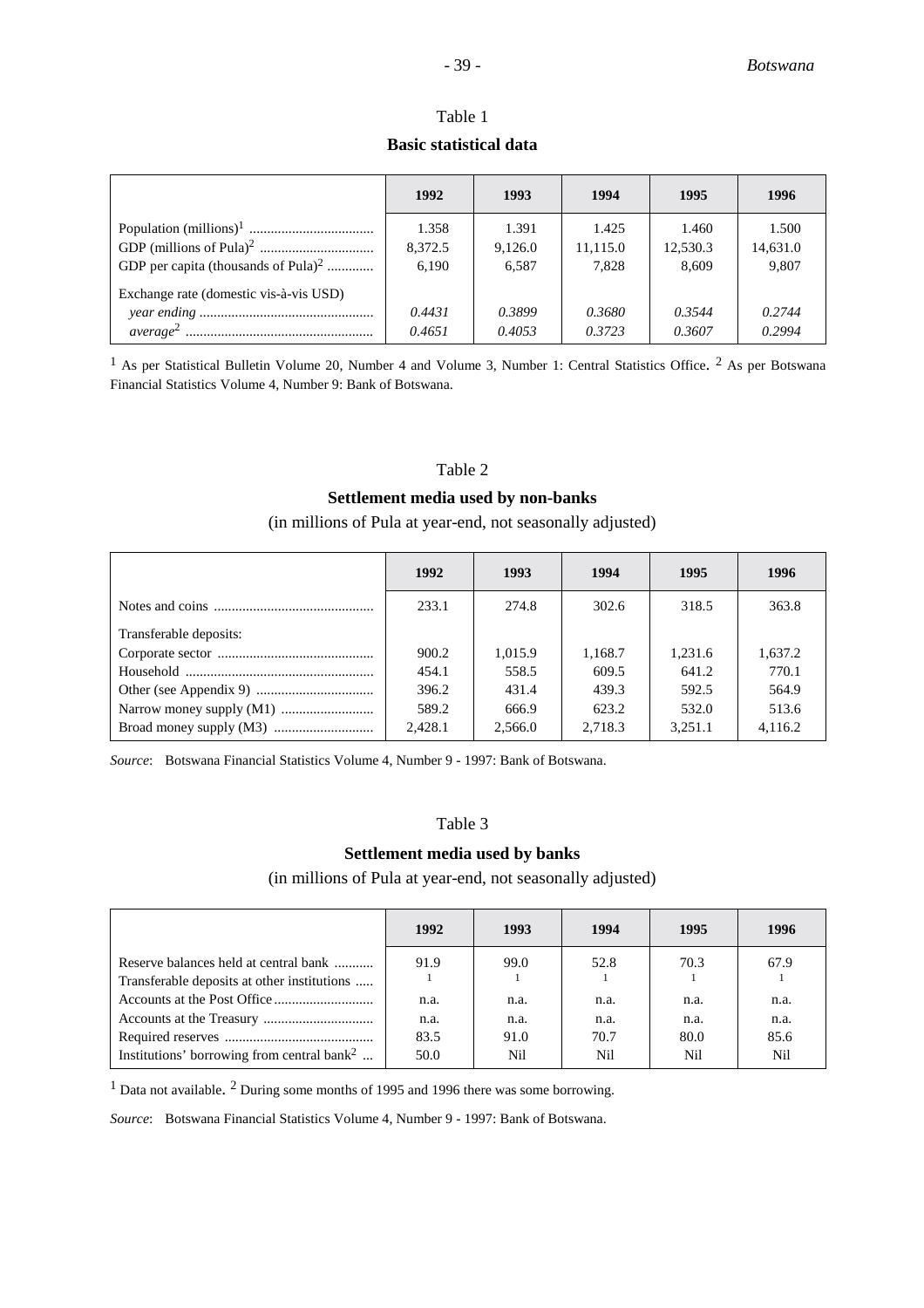## Table 1

**Basic statistical data**

| | 1992 | 1993 | 1994 | 1995 | 1996 |
|---|---|---|---|---|---|
| Population (millions)[1] | 1.358 | 1.391 | 1.425 | 1.460 | 1.500 |
| GDP (millions of Pula)[2] | 8,372.5 | 9,126.0 | 11,115.0 | 12,530.3 | 14,631.0 |
| GDP per capita (thousands of Pula)[2] | 6,190 | 6,587 | 7,828 | 8,609 | 9,807 |
| Exchange rate (domestic vis-à-vis USD) | | | | | |
| *year ending* | *0.4431* | *0.3899* | *0.3680* | *0.3544* | *0.2744* |
| *average*[2] | *0.4651* | *0.4053* | *0.3723* | *0.3607* | *0.2994* |

[1] As per Statistical Bulletin Volume 20, Number 4 and Volume 3, Number 1: Central Statistics Office. [2] As per Botswana Financial Statistics Volume 4, Number 9: Bank of Botswana.

## Table 2

**Settlement media used by non-banks**

(in millions of Pula at year-end, not seasonally adjusted)

| | 1992 | 1993 | 1994 | 1995 | 1996 |
|---|---|---|---|---|---|
| Notes and coins | 233.1 | 274.8 | 302.6 | 318.5 | 363.8 |
| Transferable deposits: | | | | | |
| Corporate sector | 900.2 | 1,015.9 | 1,168.7 | 1,231.6 | 1,637.2 |
| Household | 454.1 | 558.5 | 609.5 | 641.2 | 770.1 |
| Other (see Appendix 9) | 396.2 | 431.4 | 439.3 | 592.5 | 564.9 |
| Narrow money supply (M1) | 589.2 | 666.9 | 623.2 | 532.0 | 513.6 |
| Broad money supply (M3) | 2,428.1 | 2,566.0 | 2,718.3 | 3,251.1 | 4,116.2 |

*Source*: Botswana Financial Statistics Volume 4, Number 9 - 1997: Bank of Botswana.

## Table 3

**Settlement media used by banks**

(in millions of Pula at year-end, not seasonally adjusted)

| | 1992 | 1993 | 1994 | 1995 | 1996 |
|---|---|---|---|---|---|
| Reserve balances held at central bank | 91.9 | 99.0 | 52.8 | 70.3 | 67.9 |
| Transferable deposits at other institutions | [1] | [1] | [1] | [1] | [1] |
| Accounts at the Post Office | n.a. | n.a. | n.a. | n.a. | n.a. |
| Accounts at the Treasury | n.a. | n.a. | n.a. | n.a. | n.a. |
| Required reserves | 83.5 | 91.0 | 70.7 | 80.0 | 85.6 |
| Institutions' borrowing from central bank[2] | 50.0 | Nil | Nil | Nil | Nil |

[1] Data not available. [2] During some months of 1995 and 1996 there was some borrowing.

*Source*: Botswana Financial Statistics Volume 4, Number 9 - 1997: Bank of Botswana.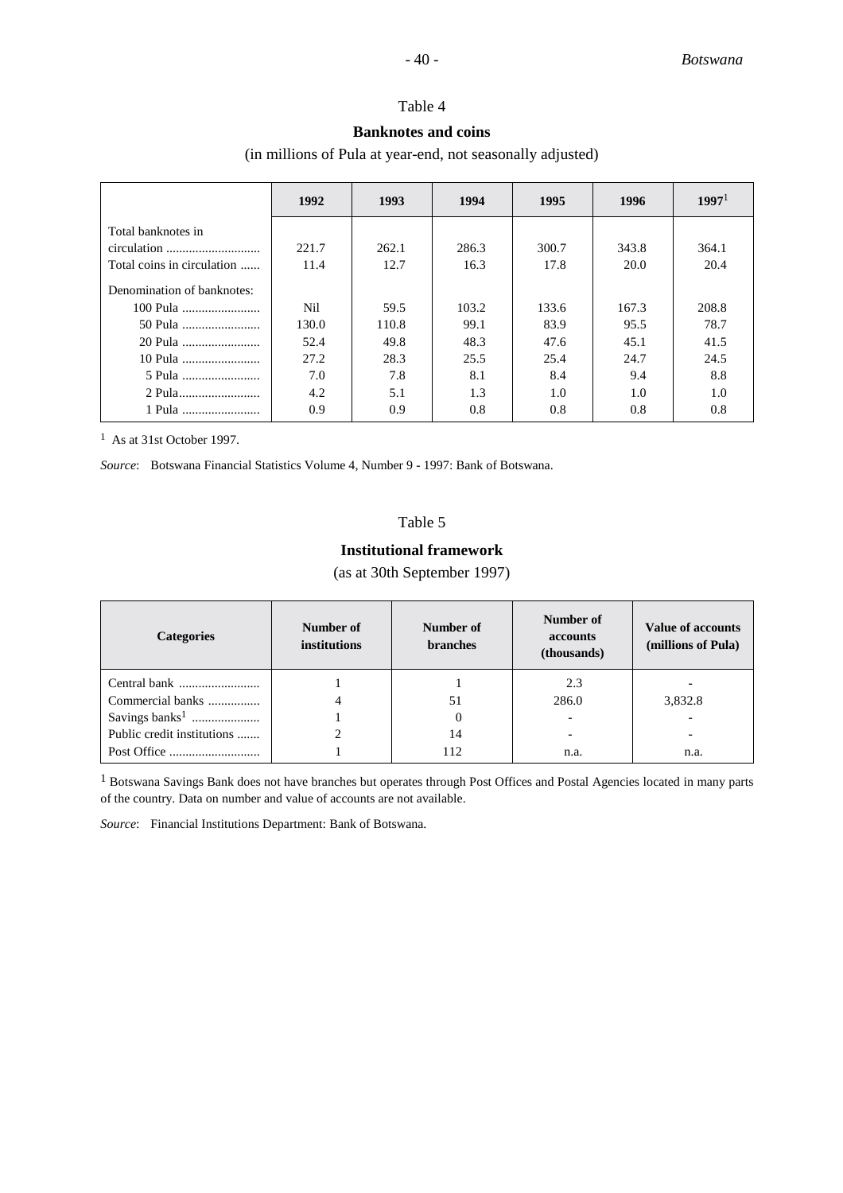Table 4

**Banknotes and coins**

(in millions of Pula at year-end, not seasonally adjusted)

| | 1992 | 1993 | 1994 | 1995 | 1996 | 1997[1] |
|---|---|---|---|---|---|---|
| Total banknotes in circulation ............................ | 221.7 | 262.1 | 286.3 | 300.7 | 343.8 | 364.1 |
| Total coins in circulation ...... | 11.4 | 12.7 | 16.3 | 17.8 | 20.0 | 20.4 |
| Denomination of banknotes: | | | | | | |
| 100 Pula ........................ | Nil | 59.5 | 103.2 | 133.6 | 167.3 | 208.8 |
| 50 Pula ........................ | 130.0 | 110.8 | 99.1 | 83.9 | 95.5 | 78.7 |
| 20 Pula ........................ | 52.4 | 49.8 | 48.3 | 47.6 | 45.1 | 41.5 |
| 10 Pula ........................ | 27.2 | 28.3 | 25.5 | 25.4 | 24.7 | 24.5 |
| 5 Pula ........................ | 7.0 | 7.8 | 8.1 | 8.4 | 9.4 | 8.8 |
| 2 Pula......................... | 4.2 | 5.1 | 1.3 | 1.0 | 1.0 | 1.0 |
| 1 Pula ........................ | 0.9 | 0.9 | 0.8 | 0.8 | 0.8 | 0.8 |

[1] As at 31st October 1997.

*Source*: Botswana Financial Statistics Volume 4, Number 9 - 1997: Bank of Botswana.

Table 5

**Institutional framework**

(as at 30th September 1997)

| Categories | Number of institutions | Number of branches | Number of accounts (thousands) | Value of accounts (millions of Pula) |
|---|---|---|---|---|
| Central bank ......................... | 1 | 1 | 2.3 | - |
| Commercial banks ................ | 4 | 51 | 286.0 | 3,832.8 |
| Savings banks[1] ..................... | 1 | 0 | - | - |
| Public credit institutions ....... | 2 | 14 | - | - |
| Post Office ............................ | 1 | 112 | n.a. | n.a. |

[1] Botswana Savings Bank does not have branches but operates through Post Offices and Postal Agencies located in many parts of the country. Data on number and value of accounts are not available.

*Source*: Financial Institutions Department: Bank of Botswana.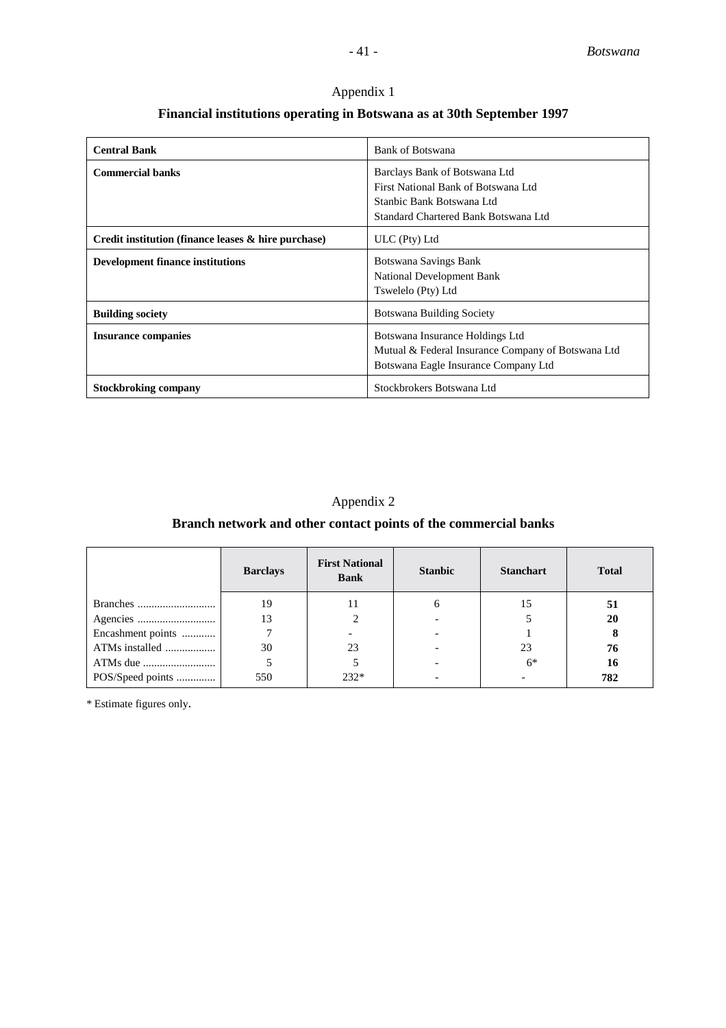## Appendix 1

### Financial institutions operating in Botswana as at 30th September 1997

| | |
|---|---|
| **Central Bank** | Bank of Botswana |
| **Commercial banks** | Barclays Bank of Botswana Ltd<br>First National Bank of Botswana Ltd<br>Stanbic Bank Botswana Ltd<br>Standard Chartered Bank Botswana Ltd |
| **Credit institution (finance leases & hire purchase)** | ULC (Pty) Ltd |
| **Development finance institutions** | Botswana Savings Bank<br>National Development Bank<br>Tswelelo (Pty) Ltd |
| **Building society** | Botswana Building Society |
| **Insurance companies** | Botswana Insurance Holdings Ltd<br>Mutual & Federal Insurance Company of Botswana Ltd<br>Botswana Eagle Insurance Company Ltd |
| **Stockbroking company** | Stockbrokers Botswana Ltd |

## Appendix 2

### Branch network and other contact points of the commercial banks

| | **Barclays** | **First National Bank** | **Stanbic** | **Stanchart** | **Total** |
|---|---|---|---|---|---|
| Branches | 19 | 11 | 6 | 15 | **51** |
| Agencies | 13 | 2 | - | 5 | **20** |
| Encashment points | 7 | - | - | 1 | **8** |
| ATMs installed | 30 | 23 | - | 23 | **76** |
| ATMs due | 5 | 5 | - | 6* | **16** |
| POS/Speed points | 550 | 232* | - | - | **782** |

\* Estimate figures only.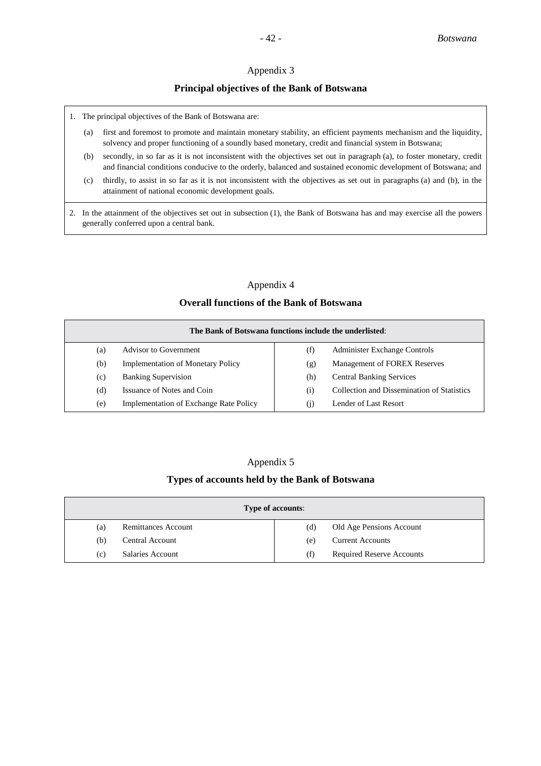## Appendix 3

### Principal objectives of the Bank of Botswana

1. The principal objectives of the Bank of Botswana are:

   (a) first and foremost to promote and maintain monetary stability, an efficient payments mechanism and the liquidity, solvency and proper functioning of a soundly based monetary, credit and financial system in Botswana;

   (b) secondly, in so far as it is not inconsistent with the objectives set out in paragraph (a), to foster monetary, credit and financial conditions conducive to the orderly, balanced and sustained economic development of Botswana; and

   (c) thirdly, to assist in so far as it is not inconsistent with the objectives as set out in paragraphs (a) and (b), in the attainment of national economic development goals.

2. In the attainment of the objectives set out in subsection (1), the Bank of Botswana has and may exercise all the powers generally conferred upon a central bank.

## Appendix 4

### Overall functions of the Bank of Botswana

| **The Bank of Botswana functions include the underlisted:** | | | |
|---|---|---|---|
| (a) | Advisor to Government | (f) | Administer Exchange Controls |
| (b) | Implementation of Monetary Policy | (g) | Management of FOREX Reserves |
| (c) | Banking Supervision | (h) | Central Banking Services |
| (d) | Issuance of Notes and Coin | (i) | Collection and Dissemination of Statistics |
| (e) | Implementation of Exchange Rate Policy | (j) | Lender of Last Resort |

## Appendix 5

### Types of accounts held by the Bank of Botswana

| **Type of accounts:** | | | |
|---|---|---|---|
| (a) | Remittances Account | (d) | Old Age Pensions Account |
| (b) | Central Account | (e) | Current Accounts |
| (c) | Salaries Account | (f) | Required Reserve Accounts |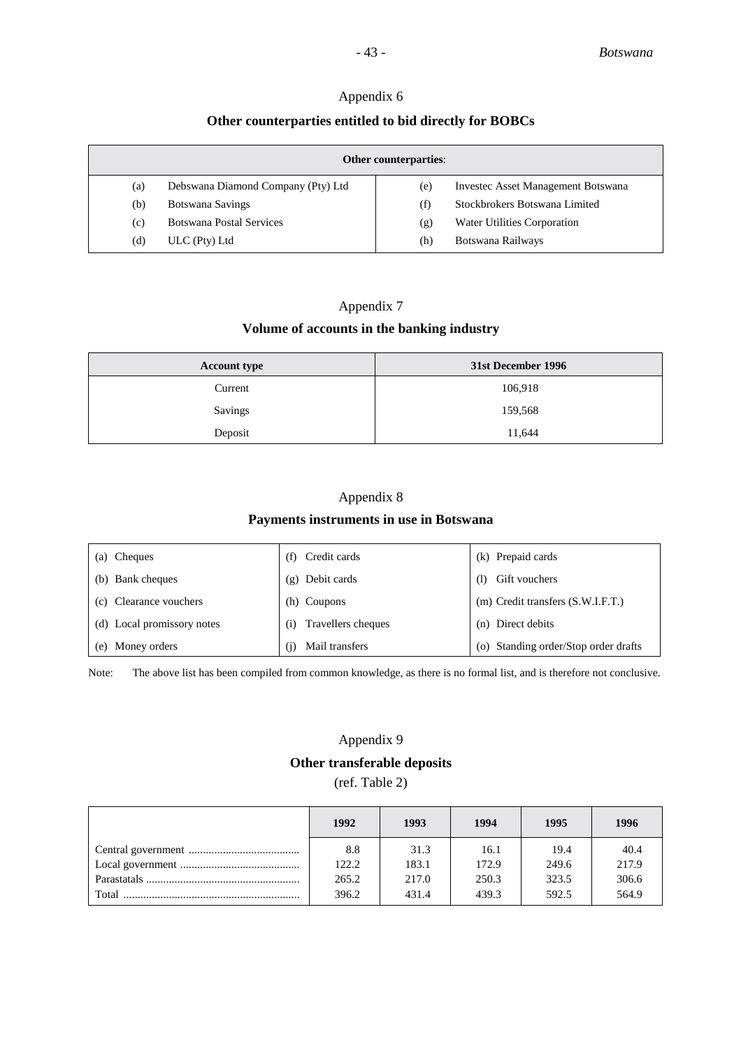## Appendix 6

### Other counterparties entitled to bid directly for BOBCs

| Other counterparties: | | | |
|---|---|---|---|
| (a) | Debswana Diamond Company (Pty) Ltd | (e) | Investec Asset Management Botswana |
| (b) | Botswana Savings | (f) | Stockbrokers Botswana Limited |
| (c) | Botswana Postal Services | (g) | Water Utilities Corporation |
| (d) | ULC (Pty) Ltd | (h) | Botswana Railways |

## Appendix 7

### Volume of accounts in the banking industry

| Account type | 31st December 1996 |
|---|---|
| Current | 106,918 |
| Savings | 159,568 |
| Deposit | 11,644 |

## Appendix 8

### Payments instruments in use in Botswana

| | | |
|---|---|---|
| (a) Cheques | (f) Credit cards | (k) Prepaid cards |
| (b) Bank cheques | (g) Debit cards | (l) Gift vouchers |
| (c) Clearance vouchers | (h) Coupons | (m) Credit transfers (S.W.I.F.T.) |
| (d) Local promissory notes | (i) Travellers cheques | (n) Direct debits |
| (e) Money orders | (j) Mail transfers | (o) Standing order/Stop order drafts |

Note: The above list has been compiled from common knowledge, as there is no formal list, and is therefore not conclusive.

## Appendix 9

### Other transferable deposits

(ref. Table 2)

| | 1992 | 1993 | 1994 | 1995 | 1996 |
|---|---|---|---|---|---|
| Central government | 8.8 | 31.3 | 16.1 | 19.4 | 40.4 |
| Local government | 122.2 | 183.1 | 172.9 | 249.6 | 217.9 |
| Parastatals | 265.2 | 217.0 | 250.3 | 323.5 | 306.6 |
| Total | 396.2 | 431.4 | 439.3 | 592.5 | 564.9 |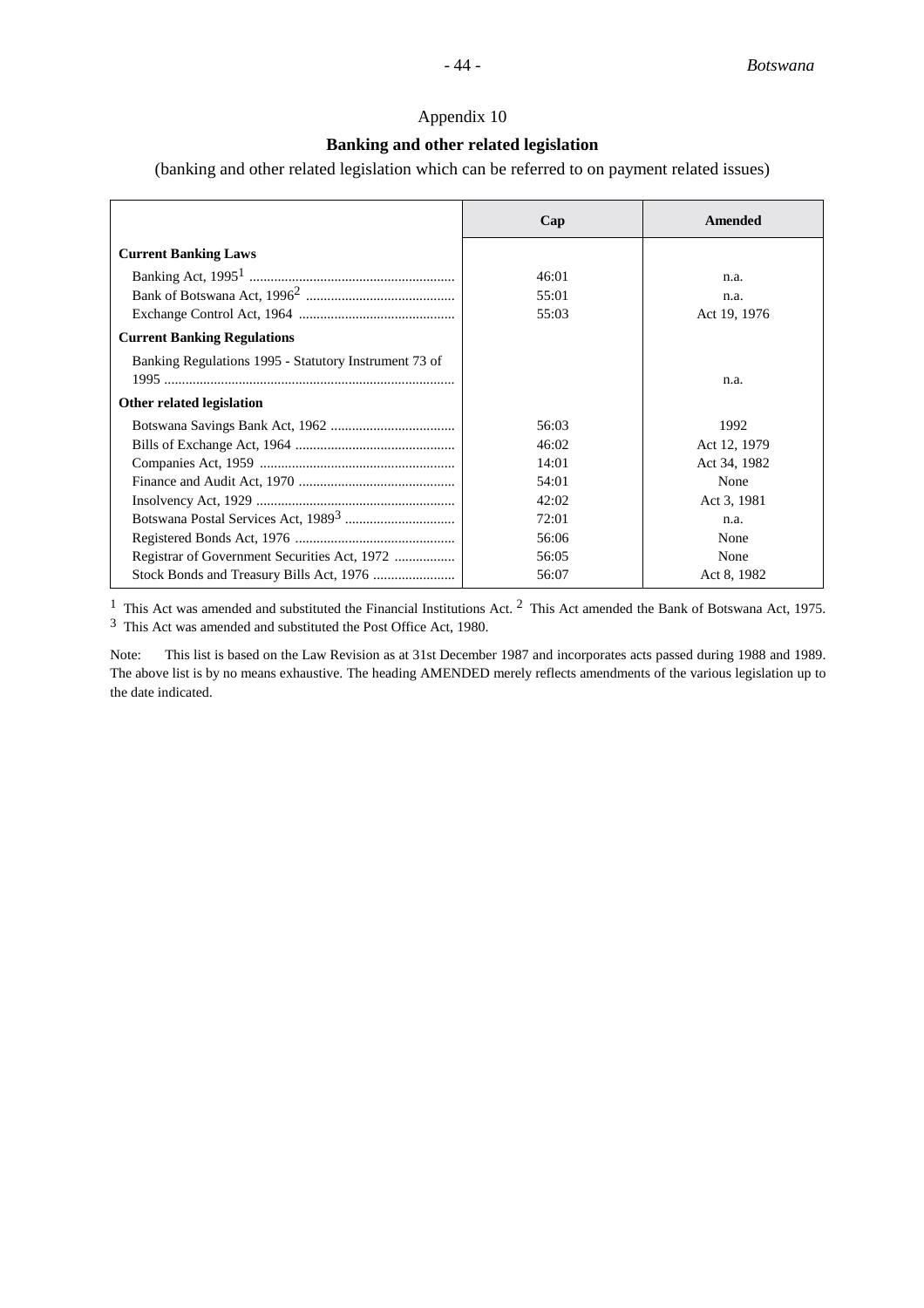Appendix 10

## Banking and other related legislation

(banking and other related legislation which can be referred to on payment related issues)

| | Cap | Amended |
|---|---|---|
| **Current Banking Laws** | | |
| Banking Act, 1995[1] | 46:01 | n.a. |
| Bank of Botswana Act, 1996[2] | 55:01 | n.a. |
| Exchange Control Act, 1964 | 55:03 | Act 19, 1976 |
| **Current Banking Regulations** | | |
| Banking Regulations 1995 - Statutory Instrument 73 of 1995 | | n.a. |
| **Other related legislation** | | |
| Botswana Savings Bank Act, 1962 | 56:03 | 1992 |
| Bills of Exchange Act, 1964 | 46:02 | Act 12, 1979 |
| Companies Act, 1959 | 14:01 | Act 34, 1982 |
| Finance and Audit Act, 1970 | 54:01 | None |
| Insolvency Act, 1929 | 42:02 | Act 3, 1981 |
| Botswana Postal Services Act, 1989[3] | 72:01 | n.a. |
| Registered Bonds Act, 1976 | 56:06 | None |
| Registrar of Government Securities Act, 1972 | 56:05 | None |
| Stock Bonds and Treasury Bills Act, 1976 | 56:07 | Act 8, 1982 |

[1] This Act was amended and substituted the Financial Institutions Act. [2] This Act amended the Bank of Botswana Act, 1975.
[3] This Act was amended and substituted the Post Office Act, 1980.

Note: This list is based on the Law Revision as at 31st December 1987 and incorporates acts passed during 1988 and 1989. The above list is by no means exhaustive. The heading AMENDED merely reflects amendments of the various legislation up to the date indicated.